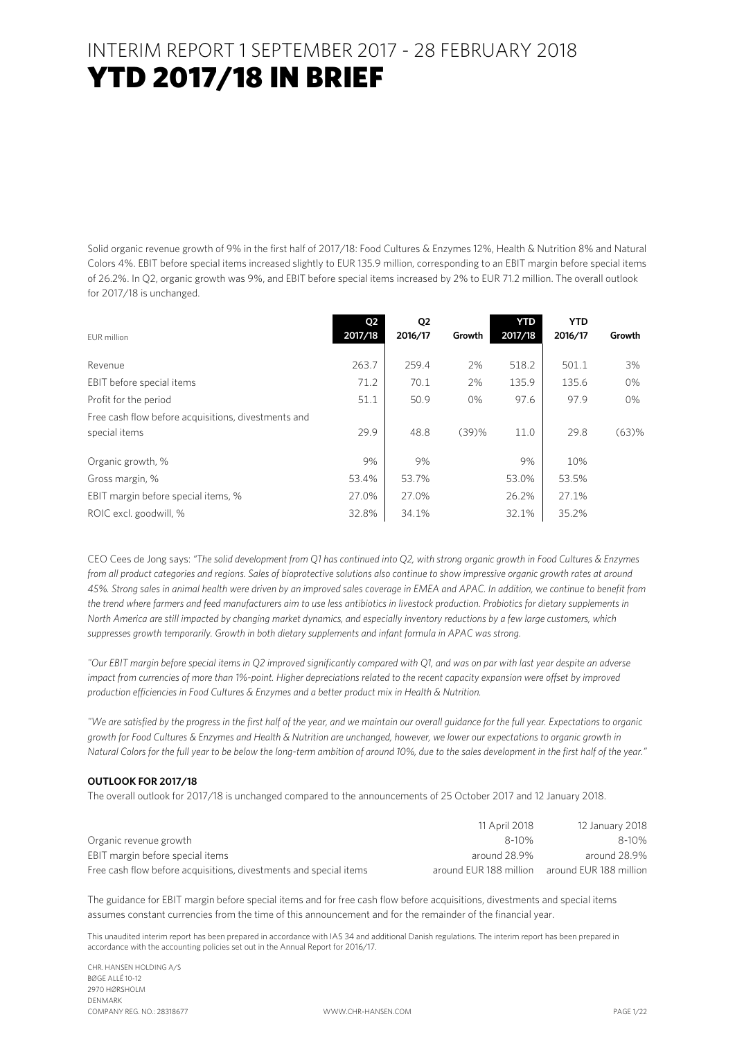# INTERIM REPORT 1 SEPTEMBER 2017 - 28 FEBRUARY 2018

# YTD 2017/18 IN BRIEF

Solid organic revenue growth of 9% in the first half of 2017/18: Food Cultures & Enzymes 12%, Health & Nutrition 8% and Natural Colors 4%. EBIT before special items increased slightly to EUR 135.9 million, corresponding to an EBIT margin before special items of 26.2%. In Q2, organic growth was 9%, and EBIT before special items increased by 2% to EUR 71.2 million. The overall outlook for 2017/18 is unchanged.

| EUR million | Q2 2017/18 | Q2 2016/17 | Growth | YTD 2017/18 | YTD 2016/17 | Growth |
|---|---|---|---|---|---|---|
| Revenue | 263.7 | 259.4 | 2% | 518.2 | 501.1 | 3% |
| EBIT before special items | 71.2 | 70.1 | 2% | 135.9 | 135.6 | 0% |
| Profit for the period | 51.1 | 50.9 | 0% | 97.6 | 97.9 | 0% |
| Free cash flow before acquisitions, divestments and special items | 29.9 | 48.8 | (39)% | 11.0 | 29.8 | (63)% |
| Organic growth, % | 9% | 9% | | 9% | 10% | |
| Gross margin, % | 53.4% | 53.7% | | 53.0% | 53.5% | |
| EBIT margin before special items, % | 27.0% | 27.0% | | 26.2% | 27.1% | |
| ROIC excl. goodwill, % | 32.8% | 34.1% | | 32.1% | 35.2% | |

CEO Cees de Jong says: *"The solid development from Q1 has continued into Q2, with strong organic growth in Food Cultures & Enzymes from all product categories and regions. Sales of bioprotective solutions also continue to show impressive organic growth rates at around 45%. Strong sales in animal health were driven by an improved sales coverage in EMEA and APAC. In addition, we continue to benefit from the trend where farmers and feed manufacturers aim to use less antibiotics in livestock production. Probiotics for dietary supplements in North America are still impacted by changing market dynamics, and especially inventory reductions by a few large customers, which suppresses growth temporarily. Growth in both dietary supplements and infant formula in APAC was strong.*

*"Our EBIT margin before special items in Q2 improved significantly compared with Q1, and was on par with last year despite an adverse impact from currencies of more than 1%-point. Higher depreciations related to the recent capacity expansion were offset by improved production efficiencies in Food Cultures & Enzymes and a better product mix in Health & Nutrition.*

*"We are satisfied by the progress in the first half of the year, and we maintain our overall guidance for the full year. Expectations to organic growth for Food Cultures & Enzymes and Health & Nutrition are unchanged, however, we lower our expectations to organic growth in Natural Colors for the full year to be below the long-term ambition of around 10%, due to the sales development in the first half of the year."*

**OUTLOOK FOR 2017/18**

The overall outlook for 2017/18 is unchanged compared to the announcements of 25 October 2017 and 12 January 2018.

| | 11 April 2018 | 12 January 2018 |
|---|---|---|
| Organic revenue growth | 8-10% | 8-10% |
| EBIT margin before special items | around 28.9% | around 28.9% |
| Free cash flow before acquisitions, divestments and special items | around EUR 188 million | around EUR 188 million |

The guidance for EBIT margin before special items and for free cash flow before acquisitions, divestments and special items assumes constant currencies from the time of this announcement and for the remainder of the financial year.

This unaudited interim report has been prepared in accordance with IAS 34 and additional Danish regulations. The interim report has been prepared in accordance with the accounting policies set out in the Annual Report for 2016/17.

CHR. HANSEN HOLDING A/S
BØGE ALLÉ 10-12
2970 HØRSHOLM
DENMARK
COMPANY REG. NO.: 28318677

WWW.CHR-HANSEN.COM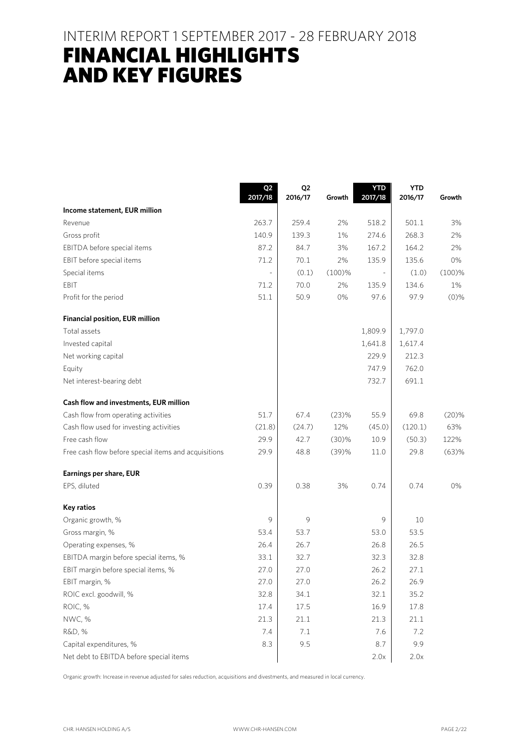# INTERIM REPORT 1 SEPTEMBER 2017 - 28 FEBRUARY 2018

# FINANCIAL HIGHLIGHTS AND KEY FIGURES

| | Q2 2017/18 | Q2 2016/17 | Growth | YTD 2017/18 | YTD 2016/17 | Growth |
|---|---|---|---|---|---|---|
| **Income statement, EUR million** | | | | | | |
| Revenue | 263.7 | 259.4 | 2% | 518.2 | 501.1 | 3% |
| Gross profit | 140.9 | 139.3 | 1% | 274.6 | 268.3 | 2% |
| EBITDA before special items | 87.2 | 84.7 | 3% | 167.2 | 164.2 | 2% |
| EBIT before special items | 71.2 | 70.1 | 2% | 135.9 | 135.6 | 0% |
| Special items | - | (0.1) | (100)% | - | (1.0) | (100)% |
| EBIT | 71.2 | 70.0 | 2% | 135.9 | 134.6 | 1% |
| Profit for the period | 51.1 | 50.9 | 0% | 97.6 | 97.9 | (0)% |
| **Financial position, EUR million** | | | | | | |
| Total assets | | | | 1,809.9 | 1,797.0 | |
| Invested capital | | | | 1,641.8 | 1,617.4 | |
| Net working capital | | | | 229.9 | 212.3 | |
| Equity | | | | 747.9 | 762.0 | |
| Net interest-bearing debt | | | | 732.7 | 691.1 | |
| **Cash flow and investments, EUR million** | | | | | | |
| Cash flow from operating activities | 51.7 | 67.4 | (23)% | 55.9 | 69.8 | (20)% |
| Cash flow used for investing activities | (21.8) | (24.7) | 12% | (45.0) | (120.1) | 63% |
| Free cash flow | 29.9 | 42.7 | (30)% | 10.9 | (50.3) | 122% |
| Free cash flow before special items and acquisitions | 29.9 | 48.8 | (39)% | 11.0 | 29.8 | (63)% |
| **Earnings per share, EUR** | | | | | | |
| EPS, diluted | 0.39 | 0.38 | 3% | 0.74 | 0.74 | 0% |
| **Key ratios** | | | | | | |
| Organic growth, % | 9 | 9 | | 9 | 10 | |
| Gross margin, % | 53.4 | 53.7 | | 53.0 | 53.5 | |
| Operating expenses, % | 26.4 | 26.7 | | 26.8 | 26.5 | |
| EBITDA margin before special items, % | 33.1 | 32.7 | | 32.3 | 32.8 | |
| EBIT margin before special items, % | 27.0 | 27.0 | | 26.2 | 27.1 | |
| EBIT margin, % | 27.0 | 27.0 | | 26.2 | 26.9 | |
| ROIC excl. goodwill, % | 32.8 | 34.1 | | 32.1 | 35.2 | |
| ROIC, % | 17.4 | 17.5 | | 16.9 | 17.8 | |
| NWC, % | 21.3 | 21.1 | | 21.3 | 21.1 | |
| R&D, % | 7.4 | 7.1 | | 7.6 | 7.2 | |
| Capital expenditures, % | 8.3 | 9.5 | | 8.7 | 9.9 | |
| Net debt to EBITDA before special items | | | | 2.0x | 2.0x | |

Organic growth: Increase in revenue adjusted for sales reduction, acquisitions and divestments, and measured in local currency.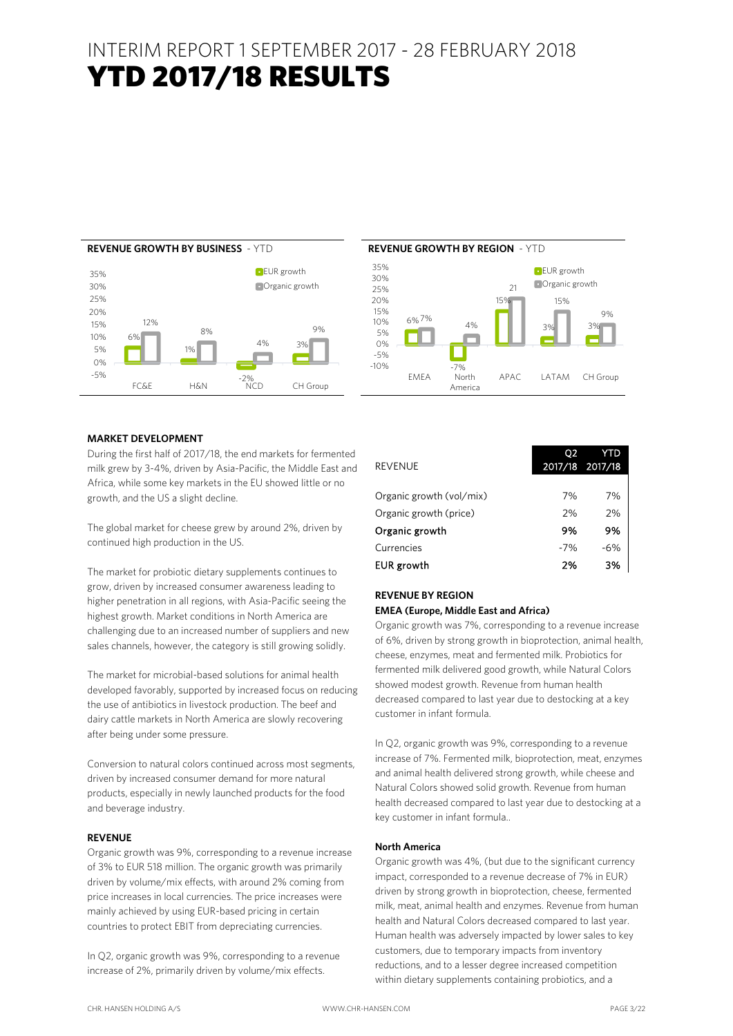INTERIM REPORT 1 SEPTEMBER 2017 - 28 FEBRUARY 2018

# YTD 2017/18 RESULTS

**REVENUE GROWTH BY BUSINESS** - YTD

EUR growth
Organic growth

35%
30%
25%
20%
15%
10%
5%
0%
-5%

FC&E: 6%, 12%
H&N: 1%, 8%
NCD: -2%, 4%
CH Group: 3%, 9%

**REVENUE GROWTH BY REGION** - YTD

EUR growth
Organic growth

35%
30%
25%
20%
15%
10%
5%
0%
-5%
-10%

EMEA: 6%, 7%
North America: -7%, 4%
APAC: 15%, 21
LATAM: 3%, 15%
CH Group: 3%, 9%

**MARKET DEVELOPMENT**

During the first half of 2017/18, the end markets for fermented milk grew by 3-4%, driven by Asia-Pacific, the Middle East and Africa, while some key markets in the EU showed little or no growth, and the US a slight decline.

The global market for cheese grew by around 2%, driven by continued high production in the US.

The market for probiotic dietary supplements continues to grow, driven by increased consumer awareness leading to higher penetration in all regions, with Asia-Pacific seeing the highest growth. Market conditions in North America are challenging due to an increased number of suppliers and new sales channels, however, the category is still growing solidly.

The market for microbial-based solutions for animal health developed favorably, supported by increased focus on reducing the use of antibiotics in livestock production. The beef and dairy cattle markets in North America are slowly recovering after being under some pressure.

Conversion to natural colors continued across most segments, driven by increased consumer demand for more natural products, especially in newly launched products for the food and beverage industry.

**REVENUE**

Organic growth was 9%, corresponding to a revenue increase of 3% to EUR 518 million. The organic growth was primarily driven by volume/mix effects, with around 2% coming from price increases in local currencies. The price increases were mainly achieved by using EUR-based pricing in certain countries to protect EBIT from depreciating currencies.

In Q2, organic growth was 9%, corresponding to a revenue increase of 2%, primarily driven by volume/mix effects.

| REVENUE | Q2 2017/18 | YTD 2017/18 |
|---|---|---|
| Organic growth (vol/mix) | 7% | 7% |
| Organic growth (price) | 2% | 2% |
| **Organic growth** | **9%** | **9%** |
| Currencies | -7% | -6% |
| **EUR growth** | **2%** | **3%** |

**REVENUE BY REGION**

**EMEA (Europe, Middle East and Africa)**

Organic growth was 7%, corresponding to a revenue increase of 6%, driven by strong growth in bioprotection, animal health, cheese, enzymes, meat and fermented milk. Probiotics for fermented milk delivered good growth, while Natural Colors showed modest growth. Revenue from human health decreased compared to last year due to destocking at a key customer in infant formula.

In Q2, organic growth was 9%, corresponding to a revenue increase of 7%. Fermented milk, bioprotection, meat, enzymes and animal health delivered strong growth, while cheese and Natural Colors showed solid growth. Revenue from human health decreased compared to last year due to destocking at a key customer in infant formula..

**North America**

Organic growth was 4%, (but due to the significant currency impact, corresponded to a revenue decrease of 7% in EUR) driven by strong growth in bioprotection, cheese, fermented milk, meat, animal health and enzymes. Revenue from human health and Natural Colors decreased compared to last year. Human health was adversely impacted by lower sales to key customers, due to temporary impacts from inventory reductions, and to a lesser degree increased competition within dietary supplements containing probiotics, and a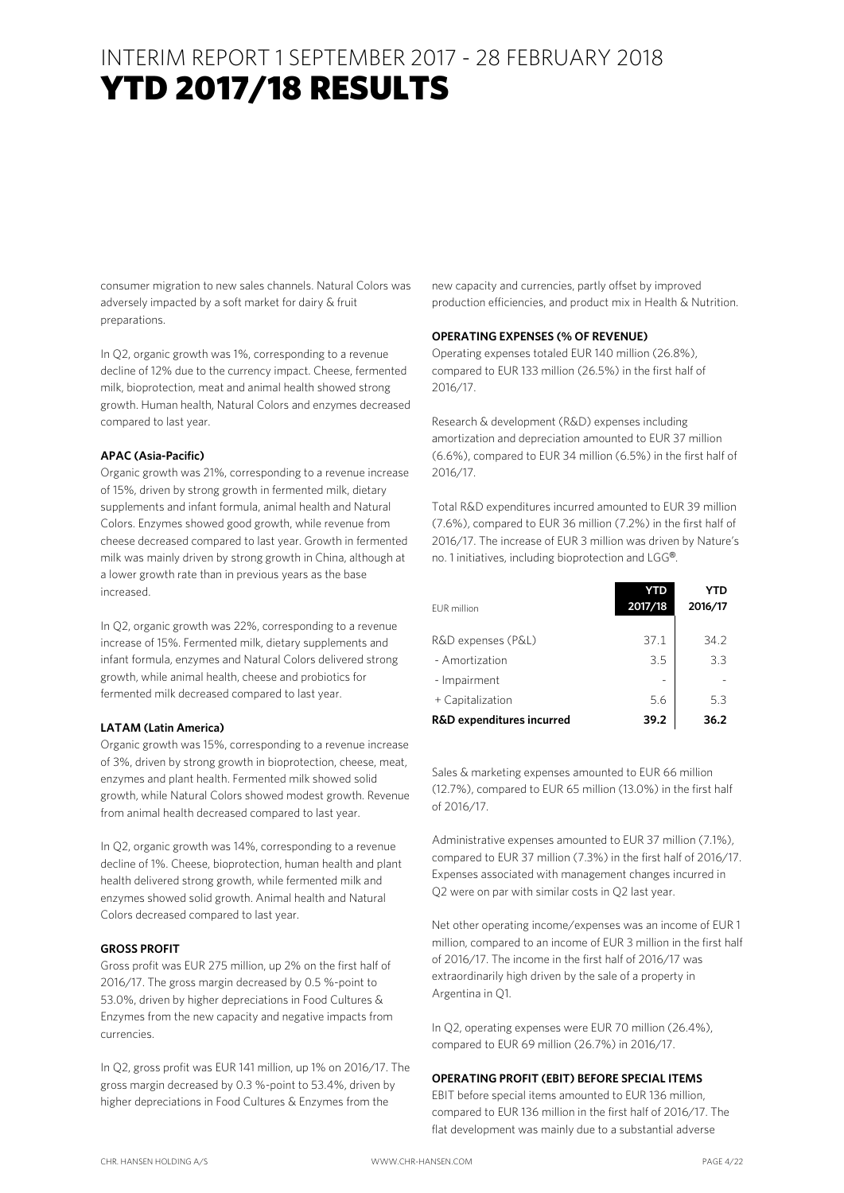# INTERIM REPORT 1 SEPTEMBER 2017 - 28 FEBRUARY 2018
# YTD 2017/18 RESULTS

consumer migration to new sales channels. Natural Colors was adversely impacted by a soft market for dairy & fruit preparations.

In Q2, organic growth was 1%, corresponding to a revenue decline of 12% due to the currency impact. Cheese, fermented milk, bioprotection, meat and animal health showed strong growth. Human health, Natural Colors and enzymes decreased compared to last year.

**APAC (Asia-Pacific)**

Organic growth was 21%, corresponding to a revenue increase of 15%, driven by strong growth in fermented milk, dietary supplements and infant formula, animal health and Natural Colors. Enzymes showed good growth, while revenue from cheese decreased compared to last year. Growth in fermented milk was mainly driven by strong growth in China, although at a lower growth rate than in previous years as the base increased.

In Q2, organic growth was 22%, corresponding to a revenue increase of 15%. Fermented milk, dietary supplements and infant formula, enzymes and Natural Colors delivered strong growth, while animal health, cheese and probiotics for fermented milk decreased compared to last year.

**LATAM (Latin America)**

Organic growth was 15%, corresponding to a revenue increase of 3%, driven by strong growth in bioprotection, cheese, meat, enzymes and plant health. Fermented milk showed solid growth, while Natural Colors showed modest growth. Revenue from animal health decreased compared to last year.

In Q2, organic growth was 14%, corresponding to a revenue decline of 1%. Cheese, bioprotection, human health and plant health delivered strong growth, while fermented milk and enzymes showed solid growth. Animal health and Natural Colors decreased compared to last year.

**GROSS PROFIT**

Gross profit was EUR 275 million, up 2% on the first half of 2016/17. The gross margin decreased by 0.5 %-point to 53.0%, driven by higher depreciations in Food Cultures & Enzymes from the new capacity and negative impacts from currencies.

In Q2, gross profit was EUR 141 million, up 1% on 2016/17. The gross margin decreased by 0.3 %-point to 53.4%, driven by higher depreciations in Food Cultures & Enzymes from the new capacity and currencies, partly offset by improved production efficiencies, and product mix in Health & Nutrition.

**OPERATING EXPENSES (% OF REVENUE)**

Operating expenses totaled EUR 140 million (26.8%), compared to EUR 133 million (26.5%) in the first half of 2016/17.

Research & development (R&D) expenses including amortization and depreciation amounted to EUR 37 million (6.6%), compared to EUR 34 million (6.5%) in the first half of 2016/17.

Total R&D expenditures incurred amounted to EUR 39 million (7.6%), compared to EUR 36 million (7.2%) in the first half of 2016/17. The increase of EUR 3 million was driven by Nature's no. 1 initiatives, including bioprotection and LGG®.

| EUR million | YTD 2017/18 | YTD 2016/17 |
|---|---|---|
| R&D expenses (P&L) | 37.1 | 34.2 |
| - Amortization | 3.5 | 3.3 |
| - Impairment | - | - |
| + Capitalization | 5.6 | 5.3 |
| **R&D expenditures incurred** | **39.2** | **36.2** |

Sales & marketing expenses amounted to EUR 66 million (12.7%), compared to EUR 65 million (13.0%) in the first half of 2016/17.

Administrative expenses amounted to EUR 37 million (7.1%), compared to EUR 37 million (7.3%) in the first half of 2016/17. Expenses associated with management changes incurred in Q2 were on par with similar costs in Q2 last year.

Net other operating income/expenses was an income of EUR 1 million, compared to an income of EUR 3 million in the first half of 2016/17. The income in the first half of 2016/17 was extraordinarily high driven by the sale of a property in Argentina in Q1.

In Q2, operating expenses were EUR 70 million (26.4%), compared to EUR 69 million (26.7%) in 2016/17.

**OPERATING PROFIT (EBIT) BEFORE SPECIAL ITEMS**

EBIT before special items amounted to EUR 136 million, compared to EUR 136 million in the first half of 2016/17. The flat development was mainly due to a substantial adverse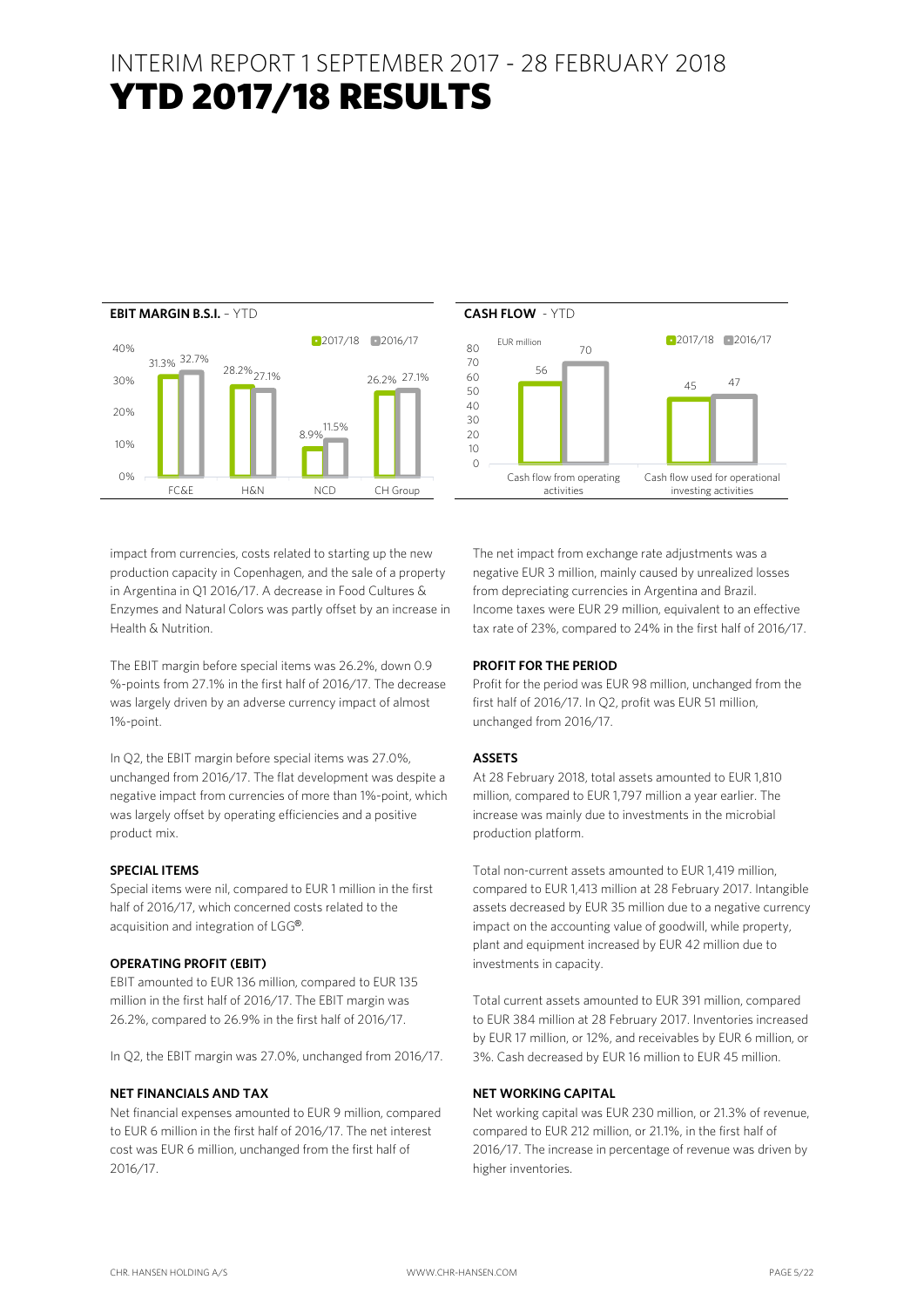# INTERIM REPORT 1 SEPTEMBER 2017 - 28 FEBRUARY 2018

# YTD 2017/18 RESULTS

**EBIT MARGIN B.S.I.** – YTD

2017/18 2016/17

40%
30%
20%
10%
0%

31.3% 32.7%
28.2% 27.1%
8.9% 11.5%
26.2% 27.1%

FC&E H&N NCD CH Group

**CASH FLOW** - YTD

EUR million

2017/18 2016/17

80
70
60
50
40
30
20
10
0

56 70
45 47

Cash flow from operating activities
Cash flow used for operational investing activities

impact from currencies, costs related to starting up the new production capacity in Copenhagen, and the sale of a property in Argentina in Q1 2016/17. A decrease in Food Cultures & Enzymes and Natural Colors was partly offset by an increase in Health & Nutrition.

The EBIT margin before special items was 26.2%, down 0.9 %-points from 27.1% in the first half of 2016/17. The decrease was largely driven by an adverse currency impact of almost 1%-point.

In Q2, the EBIT margin before special items was 27.0%, unchanged from 2016/17. The flat development was despite a negative impact from currencies of more than 1%-point, which was largely offset by operating efficiencies and a positive product mix.

### SPECIAL ITEMS

Special items were nil, compared to EUR 1 million in the first half of 2016/17, which concerned costs related to the acquisition and integration of LGG®.

### OPERATING PROFIT (EBIT)

EBIT amounted to EUR 136 million, compared to EUR 135 million in the first half of 2016/17. The EBIT margin was 26.2%, compared to 26.9% in the first half of 2016/17.

In Q2, the EBIT margin was 27.0%, unchanged from 2016/17.

### NET FINANCIALS AND TAX

Net financial expenses amounted to EUR 9 million, compared to EUR 6 million in the first half of 2016/17. The net interest cost was EUR 6 million, unchanged from the first half of 2016/17.

The net impact from exchange rate adjustments was a negative EUR 3 million, mainly caused by unrealized losses from depreciating currencies in Argentina and Brazil. Income taxes were EUR 29 million, equivalent to an effective tax rate of 23%, compared to 24% in the first half of 2016/17.

### PROFIT FOR THE PERIOD

Profit for the period was EUR 98 million, unchanged from the first half of 2016/17. In Q2, profit was EUR 51 million, unchanged from 2016/17.

### ASSETS

At 28 February 2018, total assets amounted to EUR 1,810 million, compared to EUR 1,797 million a year earlier. The increase was mainly due to investments in the microbial production platform.

Total non-current assets amounted to EUR 1,419 million, compared to EUR 1,413 million at 28 February 2017. Intangible assets decreased by EUR 35 million due to a negative currency impact on the accounting value of goodwill, while property, plant and equipment increased by EUR 42 million due to investments in capacity.

Total current assets amounted to EUR 391 million, compared to EUR 384 million at 28 February 2017. Inventories increased by EUR 17 million, or 12%, and receivables by EUR 6 million, or 3%. Cash decreased by EUR 16 million to EUR 45 million.

### NET WORKING CAPITAL

Net working capital was EUR 230 million, or 21.3% of revenue, compared to EUR 212 million, or 21.1%, in the first half of 2016/17. The increase in percentage of revenue was driven by higher inventories.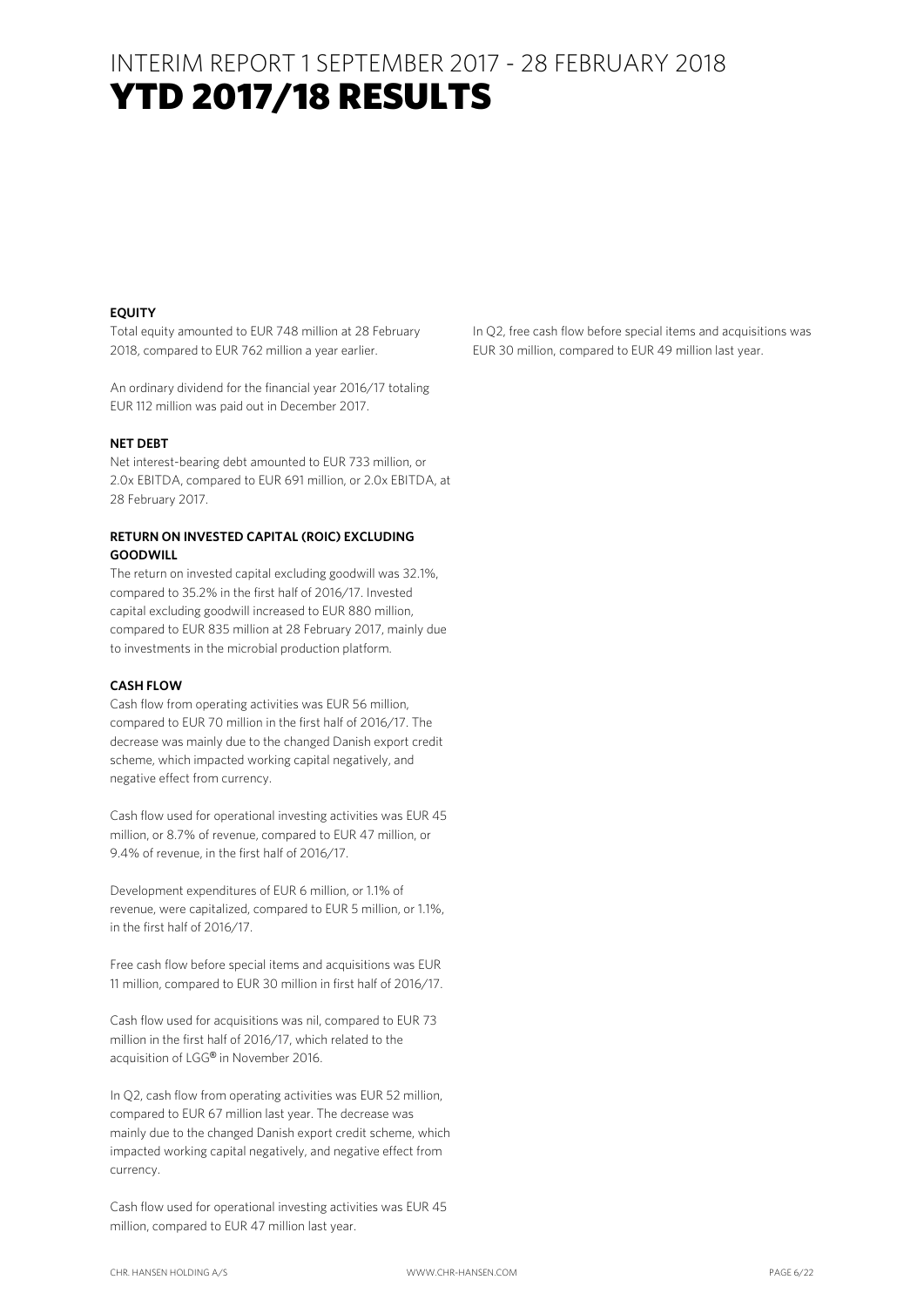# INTERIM REPORT 1 SEPTEMBER 2017 - 28 FEBRUARY 2018

# YTD 2017/18 RESULTS

**EQUITY**

Total equity amounted to EUR 748 million at 28 February 2018, compared to EUR 762 million a year earlier.

An ordinary dividend for the financial year 2016/17 totaling EUR 112 million was paid out in December 2017.

**NET DEBT**

Net interest-bearing debt amounted to EUR 733 million, or 2.0x EBITDA, compared to EUR 691 million, or 2.0x EBITDA, at 28 February 2017.

**RETURN ON INVESTED CAPITAL (ROIC) EXCLUDING GOODWILL**

The return on invested capital excluding goodwill was 32.1%, compared to 35.2% in the first half of 2016/17. Invested capital excluding goodwill increased to EUR 880 million, compared to EUR 835 million at 28 February 2017, mainly due to investments in the microbial production platform.

**CASH FLOW**

Cash flow from operating activities was EUR 56 million, compared to EUR 70 million in the first half of 2016/17. The decrease was mainly due to the changed Danish export credit scheme, which impacted working capital negatively, and negative effect from currency.

Cash flow used for operational investing activities was EUR 45 million, or 8.7% of revenue, compared to EUR 47 million, or 9.4% of revenue, in the first half of 2016/17.

Development expenditures of EUR 6 million, or 1.1% of revenue, were capitalized, compared to EUR 5 million, or 1.1%, in the first half of 2016/17.

Free cash flow before special items and acquisitions was EUR 11 million, compared to EUR 30 million in first half of 2016/17.

Cash flow used for acquisitions was nil, compared to EUR 73 million in the first half of 2016/17, which related to the acquisition of LGG® in November 2016.

In Q2, cash flow from operating activities was EUR 52 million, compared to EUR 67 million last year. The decrease was mainly due to the changed Danish export credit scheme, which impacted working capital negatively, and negative effect from currency.

Cash flow used for operational investing activities was EUR 45 million, compared to EUR 47 million last year.

In Q2, free cash flow before special items and acquisitions was EUR 30 million, compared to EUR 49 million last year.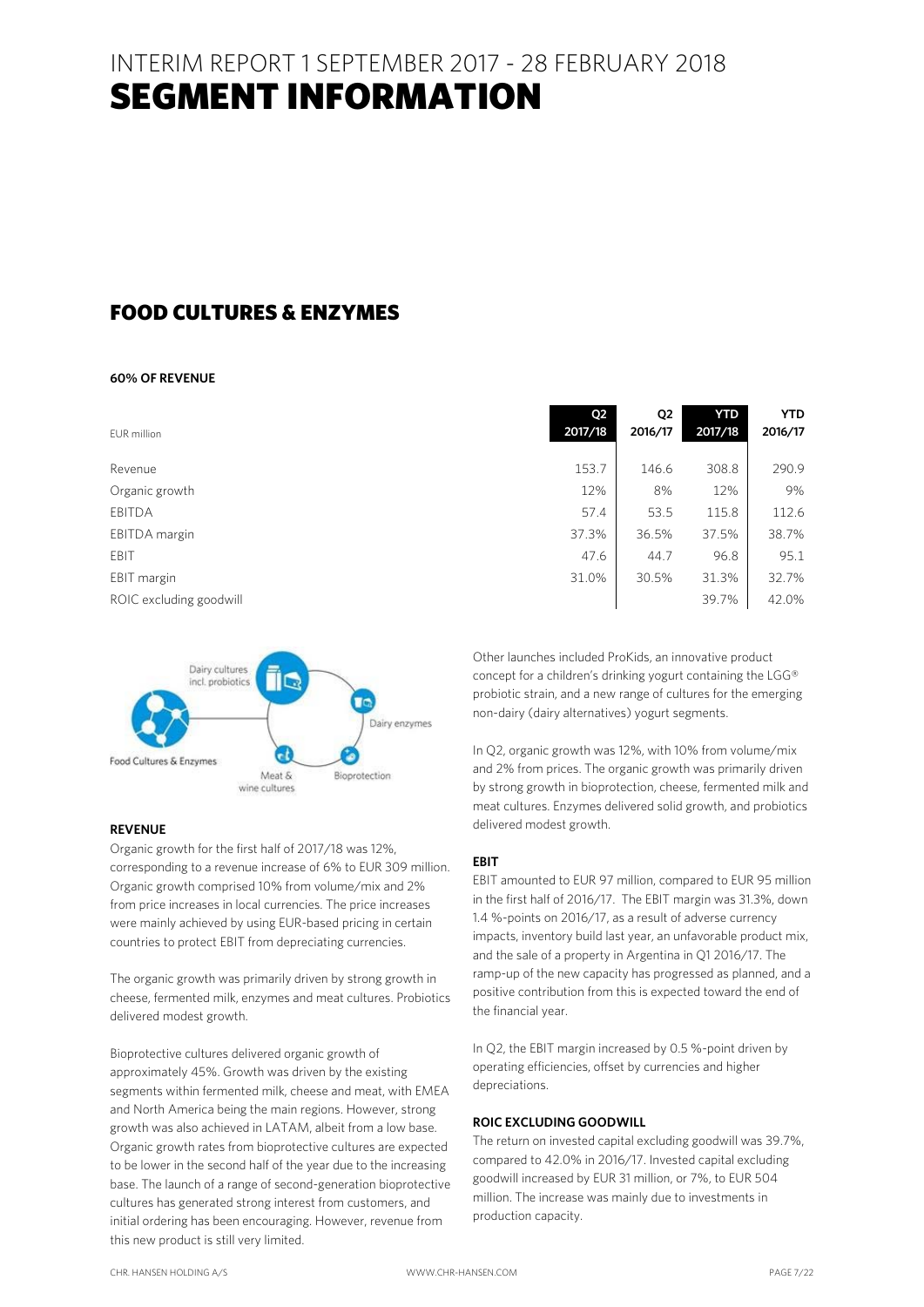# INTERIM REPORT 1 SEPTEMBER 2017 - 28 FEBRUARY 2018
# SEGMENT INFORMATION

## FOOD CULTURES & ENZYMES

**60% OF REVENUE**

| EUR million | Q2 2017/18 | Q2 2016/17 | YTD 2017/18 | YTD 2016/17 |
|---|---|---|---|---|
| Revenue | 153.7 | 146.6 | 308.8 | 290.9 |
| Organic growth | 12% | 8% | 12% | 9% |
| EBITDA | 57.4 | 53.5 | 115.8 | 112.6 |
| EBITDA margin | 37.3% | 36.5% | 37.5% | 38.7% |
| EBIT | 47.6 | 44.7 | 96.8 | 95.1 |
| EBIT margin | 31.0% | 30.5% | 31.3% | 32.7% |
| ROIC excluding goodwill | | | 39.7% | 42.0% |

Dairy cultures incl. probiotics

Dairy enzymes

Food Cultures & Enzymes

Meat & wine cultures

Bioprotection

**REVENUE**

Organic growth for the first half of 2017/18 was 12%, corresponding to a revenue increase of 6% to EUR 309 million. Organic growth comprised 10% from volume/mix and 2% from price increases in local currencies. The price increases were mainly achieved by using EUR-based pricing in certain countries to protect EBIT from depreciating currencies.

The organic growth was primarily driven by strong growth in cheese, fermented milk, enzymes and meat cultures. Probiotics delivered modest growth.

Bioprotective cultures delivered organic growth of approximately 45%. Growth was driven by the existing segments within fermented milk, cheese and meat, with EMEA and North America being the main regions. However, strong growth was also achieved in LATAM, albeit from a low base. Organic growth rates from bioprotective cultures are expected to be lower in the second half of the year due to the increasing base. The launch of a range of second-generation bioprotective cultures has generated strong interest from customers, and initial ordering has been encouraging. However, revenue from this new product is still very limited.

Other launches included ProKids, an innovative product concept for a children's drinking yogurt containing the LGG® probiotic strain, and a new range of cultures for the emerging non-dairy (dairy alternatives) yogurt segments.

In Q2, organic growth was 12%, with 10% from volume/mix and 2% from prices. The organic growth was primarily driven by strong growth in bioprotection, cheese, fermented milk and meat cultures. Enzymes delivered solid growth, and probiotics delivered modest growth.

**EBIT**

EBIT amounted to EUR 97 million, compared to EUR 95 million in the first half of 2016/17. The EBIT margin was 31.3%, down 1.4 %-points on 2016/17, as a result of adverse currency impacts, inventory build last year, an unfavorable product mix, and the sale of a property in Argentina in Q1 2016/17. The ramp-up of the new capacity has progressed as planned, and a positive contribution from this is expected toward the end of the financial year.

In Q2, the EBIT margin increased by 0.5 %-point driven by operating efficiencies, offset by currencies and higher depreciations.

**ROIC EXCLUDING GOODWILL**

The return on invested capital excluding goodwill was 39.7%, compared to 42.0% in 2016/17. Invested capital excluding goodwill increased by EUR 31 million, or 7%, to EUR 504 million. The increase was mainly due to investments in production capacity.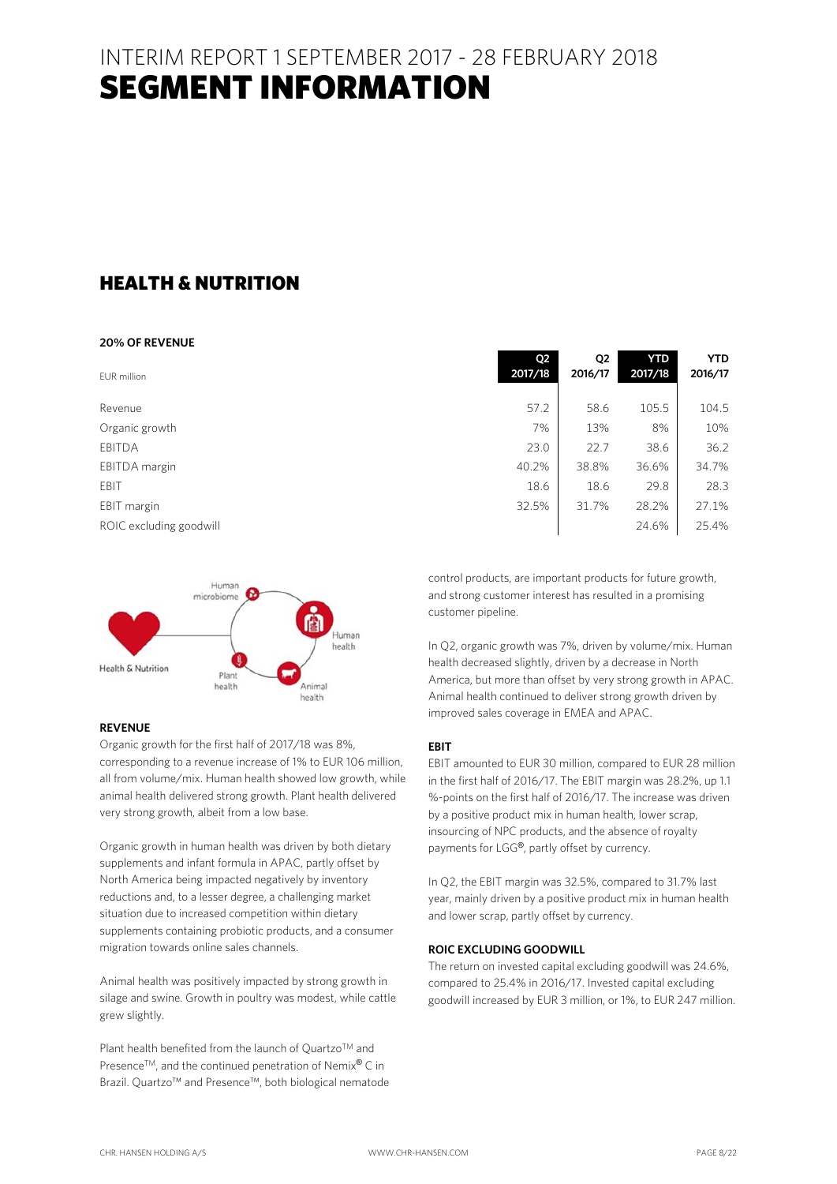# INTERIM REPORT 1 SEPTEMBER 2017 - 28 FEBRUARY 2018
# SEGMENT INFORMATION

## HEALTH & NUTRITION

**20% OF REVENUE**

| EUR million | Q2 2017/18 | Q2 2016/17 | YTD 2017/18 | YTD 2016/17 |
|---|---|---|---|---|
| Revenue | 57.2 | 58.6 | 105.5 | 104.5 |
| Organic growth | 7% | 13% | 8% | 10% |
| EBITDA | 23.0 | 22.7 | 38.6 | 36.2 |
| EBITDA margin | 40.2% | 38.8% | 36.6% | 34.7% |
| EBIT | 18.6 | 18.6 | 29.8 | 28.3 |
| EBIT margin | 32.5% | 31.7% | 28.2% | 27.1% |
| ROIC excluding goodwill | | | 24.6% | 25.4% |

Human microbiome

Human health

Health & Nutrition

Plant health

Animal health

### REVENUE

Organic growth for the first half of 2017/18 was 8%, corresponding to a revenue increase of 1% to EUR 106 million, all from volume/mix. Human health showed low growth, while animal health delivered strong growth. Plant health delivered very strong growth, albeit from a low base.

Organic growth in human health was driven by both dietary supplements and infant formula in APAC, partly offset by North America being impacted negatively by inventory reductions and, to a lesser degree, a challenging market situation due to increased competition within dietary supplements containing probiotic products, and a consumer migration towards online sales channels.

Animal health was positively impacted by strong growth in silage and swine. Growth in poultry was modest, while cattle grew slightly.

Plant health benefited from the launch of Quartzo™ and Presence™, and the continued penetration of Nemix® C in Brazil. Quartzo™ and Presence™, both biological nematode control products, are important products for future growth, and strong customer interest has resulted in a promising customer pipeline.

In Q2, organic growth was 7%, driven by volume/mix. Human health decreased slightly, driven by a decrease in North America, but more than offset by very strong growth in APAC. Animal health continued to deliver strong growth driven by improved sales coverage in EMEA and APAC.

### EBIT

EBIT amounted to EUR 30 million, compared to EUR 28 million in the first half of 2016/17. The EBIT margin was 28.2%, up 1.1 %-points on the first half of 2016/17. The increase was driven by a positive product mix in human health, lower scrap, insourcing of NPC products, and the absence of royalty payments for LGG®, partly offset by currency.

In Q2, the EBIT margin was 32.5%, compared to 31.7% last year, mainly driven by a positive product mix in human health and lower scrap, partly offset by currency.

### ROIC EXCLUDING GOODWILL

The return on invested capital excluding goodwill was 24.6%, compared to 25.4% in 2016/17. Invested capital excluding goodwill increased by EUR 3 million, or 1%, to EUR 247 million.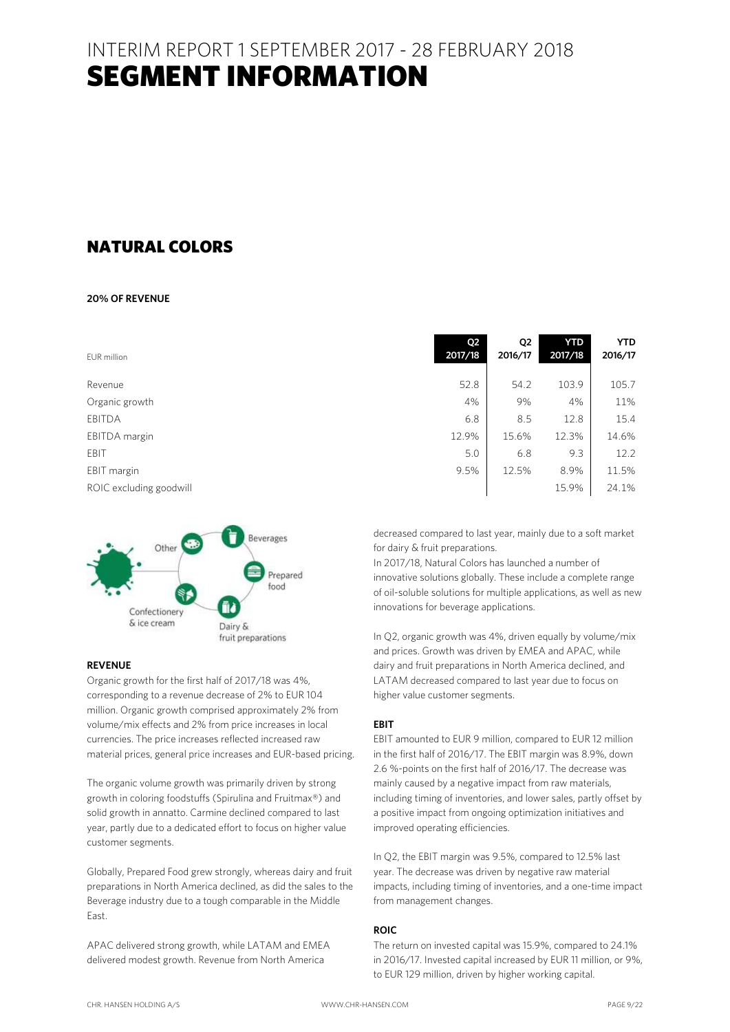# INTERIM REPORT 1 SEPTEMBER 2017 - 28 FEBRUARY 2018
# SEGMENT INFORMATION

## NATURAL COLORS

**20% OF REVENUE**

| EUR million | Q2 2017/18 | Q2 2016/17 | YTD 2017/18 | YTD 2016/17 |
|---|---|---|---|---|
| Revenue | 52.8 | 54.2 | 103.9 | 105.7 |
| Organic growth | 4% | 9% | 4% | 11% |
| EBITDA | 6.8 | 8.5 | 12.8 | 15.4 |
| EBITDA margin | 12.9% | 15.6% | 12.3% | 14.6% |
| EBIT | 5.0 | 6.8 | 9.3 | 12.2 |
| EBIT margin | 9.5% | 12.5% | 8.9% | 11.5% |
| ROIC excluding goodwill | | | 15.9% | 24.1% |

Other
Beverages
Prepared food
Confectionery & ice cream
Dairy & fruit preparations

**REVENUE**

Organic growth for the first half of 2017/18 was 4%, corresponding to a revenue decrease of 2% to EUR 104 million. Organic growth comprised approximately 2% from volume/mix effects and 2% from price increases in local currencies. The price increases reflected increased raw material prices, general price increases and EUR-based pricing.

The organic volume growth was primarily driven by strong growth in coloring foodstuffs (Spirulina and Fruitmax®) and solid growth in annatto. Carmine declined compared to last year, partly due to a dedicated effort to focus on higher value customer segments.

Globally, Prepared Food grew strongly, whereas dairy and fruit preparations in North America declined, as did the sales to the Beverage industry due to a tough comparable in the Middle East.

APAC delivered strong growth, while LATAM and EMEA delivered modest growth. Revenue from North America decreased compared to last year, mainly due to a soft market for dairy & fruit preparations.

In 2017/18, Natural Colors has launched a number of innovative solutions globally. These include a complete range of oil-soluble solutions for multiple applications, as well as new innovations for beverage applications.

In Q2, organic growth was 4%, driven equally by volume/mix and prices. Growth was driven by EMEA and APAC, while dairy and fruit preparations in North America declined, and LATAM decreased compared to last year due to focus on higher value customer segments.

**EBIT**

EBIT amounted to EUR 9 million, compared to EUR 12 million in the first half of 2016/17. The EBIT margin was 8.9%, down 2.6 %-points on the first half of 2016/17. The decrease was mainly caused by a negative impact from raw materials, including timing of inventories, and lower sales, partly offset by a positive impact from ongoing optimization initiatives and improved operating efficiencies.

In Q2, the EBIT margin was 9.5%, compared to 12.5% last year. The decrease was driven by negative raw material impacts, including timing of inventories, and a one-time impact from management changes.

**ROIC**

The return on invested capital was 15.9%, compared to 24.1% in 2016/17. Invested capital increased by EUR 11 million, or 9%, to EUR 129 million, driven by higher working capital.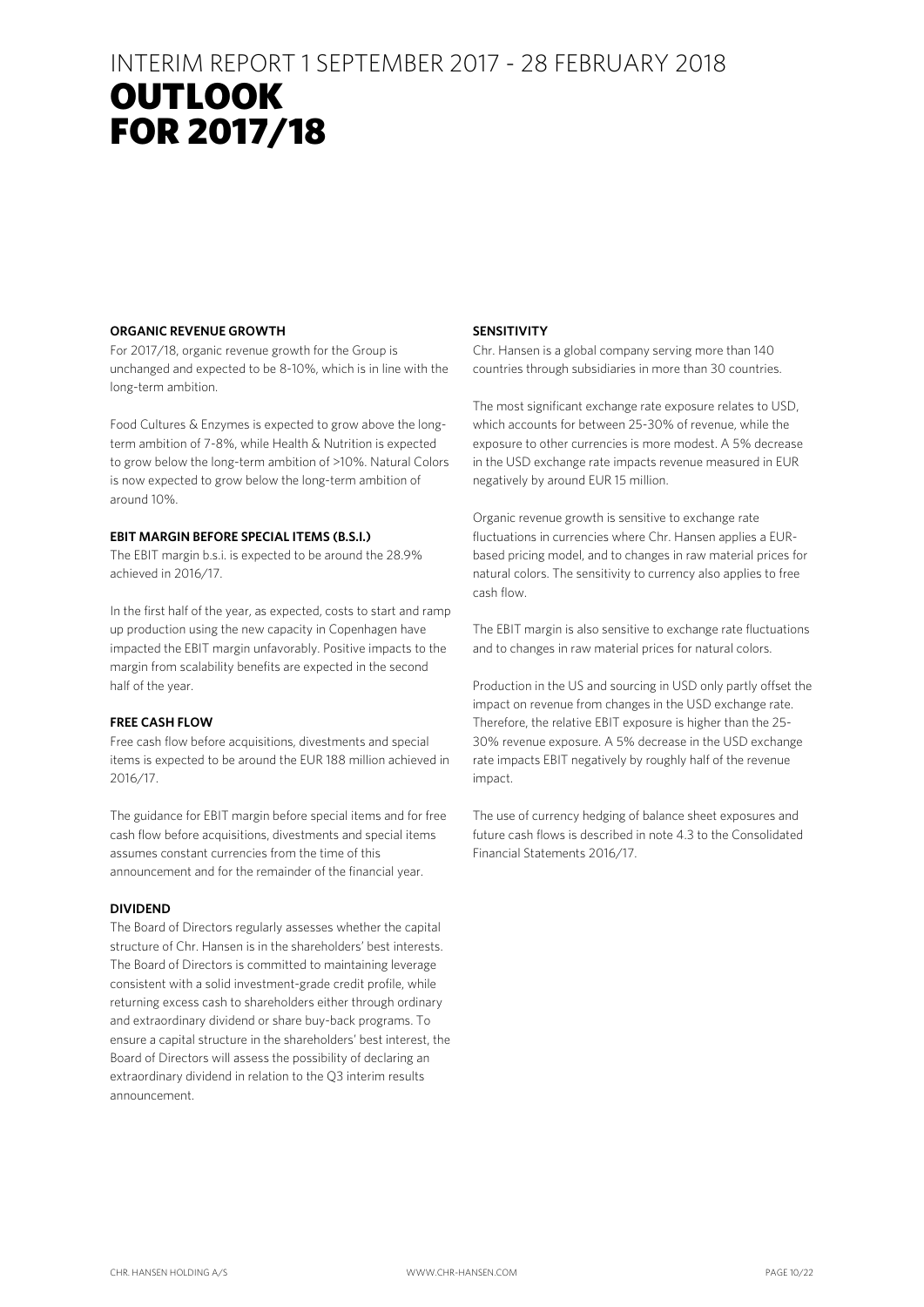# INTERIM REPORT 1 SEPTEMBER 2017 - 28 FEBRUARY 2018

# OUTLOOK FOR 2017/18

**ORGANIC REVENUE GROWTH**

For 2017/18, organic revenue growth for the Group is unchanged and expected to be 8-10%, which is in line with the long-term ambition.

Food Cultures & Enzymes is expected to grow above the long-term ambition of 7-8%, while Health & Nutrition is expected to grow below the long-term ambition of >10%. Natural Colors is now expected to grow below the long-term ambition of around 10%.

**EBIT MARGIN BEFORE SPECIAL ITEMS (B.S.I.)**

The EBIT margin b.s.i. is expected to be around the 28.9% achieved in 2016/17.

In the first half of the year, as expected, costs to start and ramp up production using the new capacity in Copenhagen have impacted the EBIT margin unfavorably. Positive impacts to the margin from scalability benefits are expected in the second half of the year.

**FREE CASH FLOW**

Free cash flow before acquisitions, divestments and special items is expected to be around the EUR 188 million achieved in 2016/17.

The guidance for EBIT margin before special items and for free cash flow before acquisitions, divestments and special items assumes constant currencies from the time of this announcement and for the remainder of the financial year.

**DIVIDEND**

The Board of Directors regularly assesses whether the capital structure of Chr. Hansen is in the shareholders' best interests. The Board of Directors is committed to maintaining leverage consistent with a solid investment-grade credit profile, while returning excess cash to shareholders either through ordinary and extraordinary dividend or share buy-back programs. To ensure a capital structure in the shareholders' best interest, the Board of Directors will assess the possibility of declaring an extraordinary dividend in relation to the Q3 interim results announcement.

**SENSITIVITY**

Chr. Hansen is a global company serving more than 140 countries through subsidiaries in more than 30 countries.

The most significant exchange rate exposure relates to USD, which accounts for between 25-30% of revenue, while the exposure to other currencies is more modest. A 5% decrease in the USD exchange rate impacts revenue measured in EUR negatively by around EUR 15 million.

Organic revenue growth is sensitive to exchange rate fluctuations in currencies where Chr. Hansen applies a EUR-based pricing model, and to changes in raw material prices for natural colors. The sensitivity to currency also applies to free cash flow.

The EBIT margin is also sensitive to exchange rate fluctuations and to changes in raw material prices for natural colors.

Production in the US and sourcing in USD only partly offset the impact on revenue from changes in the USD exchange rate. Therefore, the relative EBIT exposure is higher than the 25-30% revenue exposure. A 5% decrease in the USD exchange rate impacts EBIT negatively by roughly half of the revenue impact.

The use of currency hedging of balance sheet exposures and future cash flows is described in note 4.3 to the Consolidated Financial Statements 2016/17.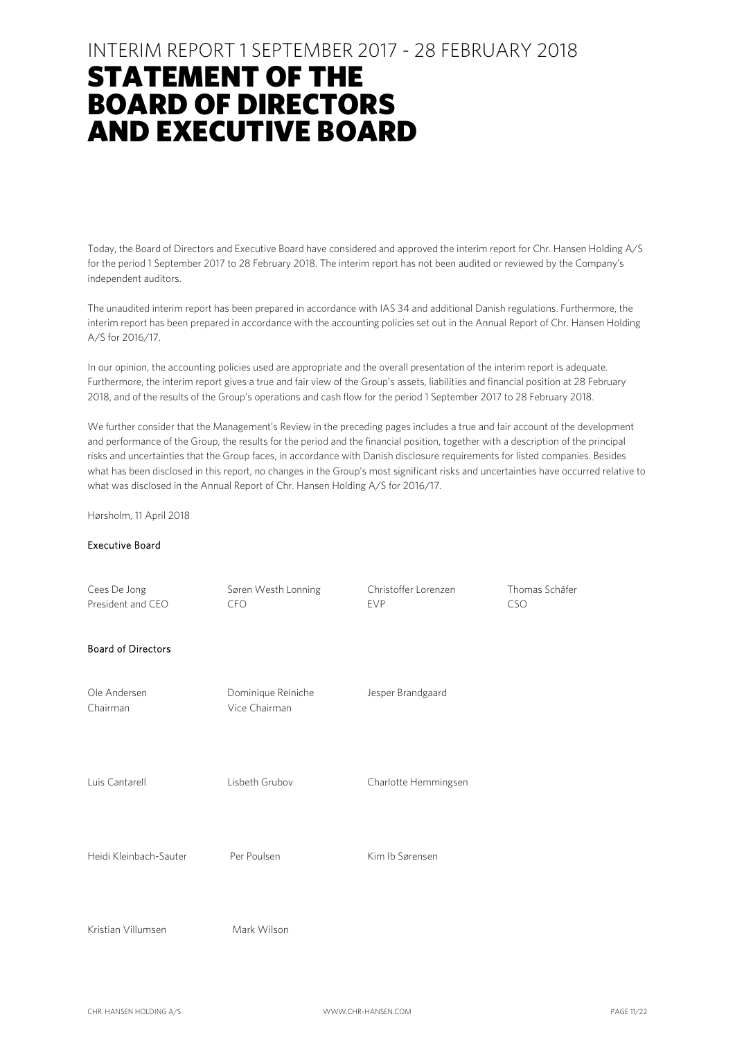# INTERIM REPORT 1 SEPTEMBER 2017 - 28 FEBRUARY 2018

# STATEMENT OF THE BOARD OF DIRECTORS AND EXECUTIVE BOARD

Today, the Board of Directors and Executive Board have considered and approved the interim report for Chr. Hansen Holding A/S for the period 1 September 2017 to 28 February 2018. The interim report has not been audited or reviewed by the Company's independent auditors.

The unaudited interim report has been prepared in accordance with IAS 34 and additional Danish regulations. Furthermore, the interim report has been prepared in accordance with the accounting policies set out in the Annual Report of Chr. Hansen Holding A/S for 2016/17.

In our opinion, the accounting policies used are appropriate and the overall presentation of the interim report is adequate. Furthermore, the interim report gives a true and fair view of the Group's assets, liabilities and financial position at 28 February 2018, and of the results of the Group's operations and cash flow for the period 1 September 2017 to 28 February 2018.

We further consider that the Management's Review in the preceding pages includes a true and fair account of the development and performance of the Group, the results for the period and the financial position, together with a description of the principal risks and uncertainties that the Group faces, in accordance with Danish disclosure requirements for listed companies. Besides what has been disclosed in this report, no changes in the Group's most significant risks and uncertainties have occurred relative to what was disclosed in the Annual Report of Chr. Hansen Holding A/S for 2016/17.

Hørsholm, 11 April 2018

**Executive Board**

Cees De Jong
President and CEO

Søren Westh Lonning
CFO

Christoffer Lorenzen
EVP

Thomas Schäfer
CSO

**Board of Directors**

Ole Andersen
Chairman

Dominique Reiniche
Vice Chairman

Jesper Brandgaard

Luis Cantarell

Lisbeth Grubov

Charlotte Hemmingsen

Heidi Kleinbach-Sauter

Per Poulsen

Kim Ib Sørensen

Kristian Villumsen

Mark Wilson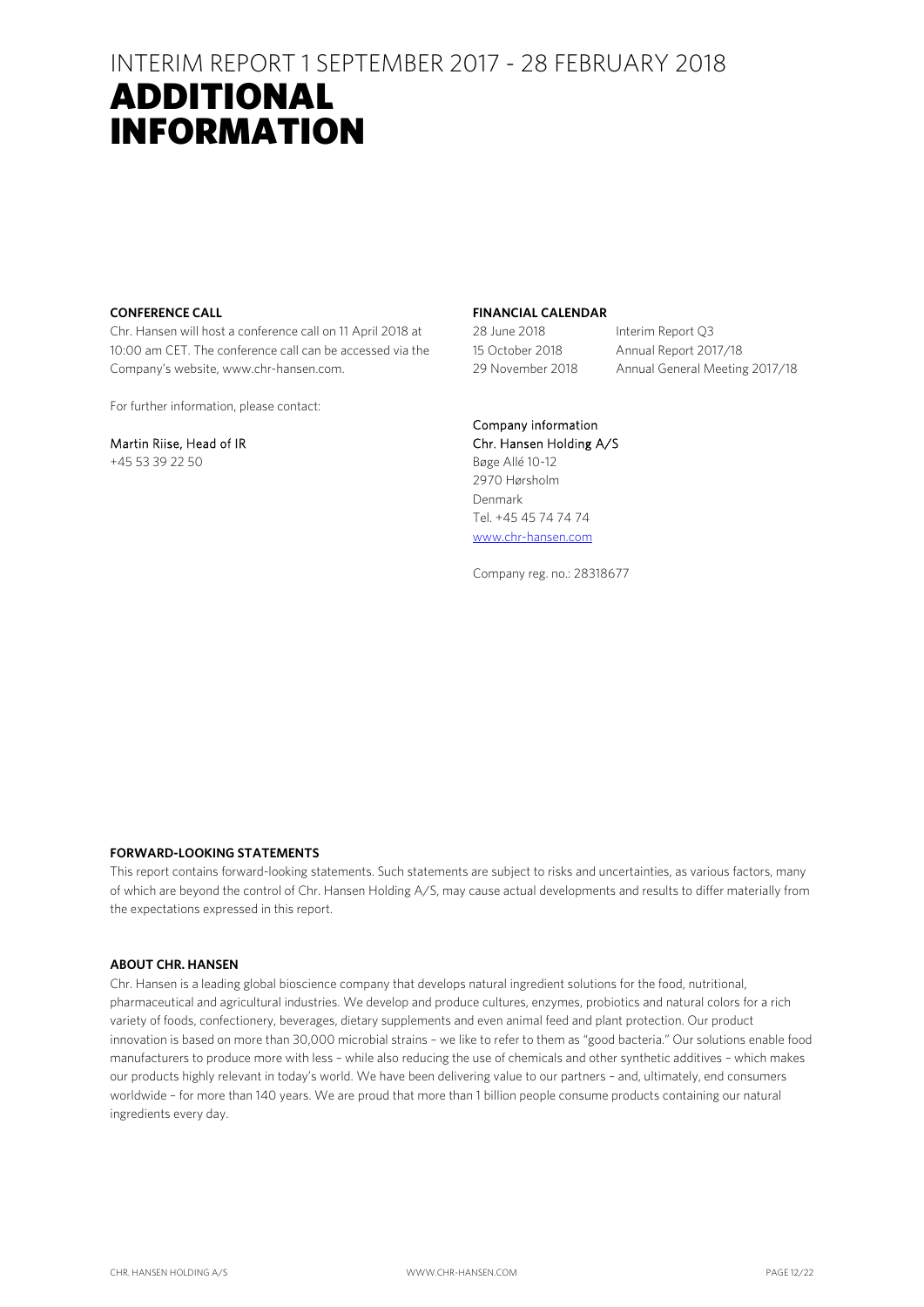# INTERIM REPORT 1 SEPTEMBER 2017 - 28 FEBRUARY 2018

# ADDITIONAL INFORMATION

**CONFERENCE CALL**

Chr. Hansen will host a conference call on 11 April 2018 at 10:00 am CET. The conference call can be accessed via the Company's website, www.chr-hansen.com.

For further information, please contact:

Martin Riise, Head of IR
+45 53 39 22 50

**FINANCIAL CALENDAR**

| | |
|---|---|
| 28 June 2018 | Interim Report Q3 |
| 15 October 2018 | Annual Report 2017/18 |
| 29 November 2018 | Annual General Meeting 2017/18 |

Company information
Chr. Hansen Holding A/S
Bøge Allé 10-12
2970 Hørsholm
Denmark
Tel. +45 45 74 74 74
www.chr-hansen.com

Company reg. no.: 28318677

**FORWARD-LOOKING STATEMENTS**

This report contains forward-looking statements. Such statements are subject to risks and uncertainties, as various factors, many of which are beyond the control of Chr. Hansen Holding A/S, may cause actual developments and results to differ materially from the expectations expressed in this report.

**ABOUT CHR. HANSEN**

Chr. Hansen is a leading global bioscience company that develops natural ingredient solutions for the food, nutritional, pharmaceutical and agricultural industries. We develop and produce cultures, enzymes, probiotics and natural colors for a rich variety of foods, confectionery, beverages, dietary supplements and even animal feed and plant protection. Our product innovation is based on more than 30,000 microbial strains – we like to refer to them as "good bacteria." Our solutions enable food manufacturers to produce more with less – while also reducing the use of chemicals and other synthetic additives – which makes our products highly relevant in today's world. We have been delivering value to our partners – and, ultimately, end consumers worldwide – for more than 140 years. We are proud that more than 1 billion people consume products containing our natural ingredients every day.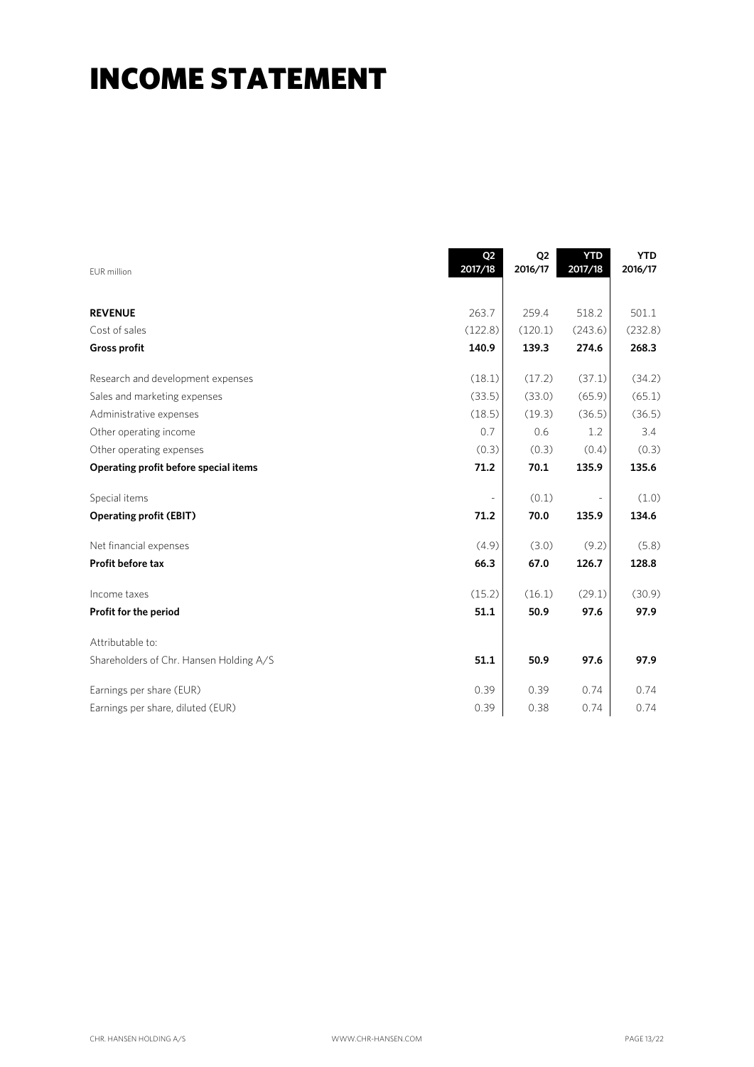# INCOME STATEMENT

| EUR million | Q2 2017/18 | Q2 2016/17 | YTD 2017/18 | YTD 2016/17 |
|---|---|---|---|---|
| **REVENUE** | 263.7 | 259.4 | 518.2 | 501.1 |
| Cost of sales | (122.8) | (120.1) | (243.6) | (232.8) |
| **Gross profit** | **140.9** | **139.3** | **274.6** | **268.3** |
| Research and development expenses | (18.1) | (17.2) | (37.1) | (34.2) |
| Sales and marketing expenses | (33.5) | (33.0) | (65.9) | (65.1) |
| Administrative expenses | (18.5) | (19.3) | (36.5) | (36.5) |
| Other operating income | 0.7 | 0.6 | 1.2 | 3.4 |
| Other operating expenses | (0.3) | (0.3) | (0.4) | (0.3) |
| **Operating profit before special items** | **71.2** | **70.1** | **135.9** | **135.6** |
| Special items | - | (0.1) | - | (1.0) |
| **Operating profit (EBIT)** | **71.2** | **70.0** | **135.9** | **134.6** |
| Net financial expenses | (4.9) | (3.0) | (9.2) | (5.8) |
| **Profit before tax** | **66.3** | **67.0** | **126.7** | **128.8** |
| Income taxes | (15.2) | (16.1) | (29.1) | (30.9) |
| **Profit for the period** | **51.1** | **50.9** | **97.6** | **97.9** |
| Attributable to: | | | | |
| Shareholders of Chr. Hansen Holding A/S | **51.1** | **50.9** | **97.6** | **97.9** |
| Earnings per share (EUR) | 0.39 | 0.39 | 0.74 | 0.74 |
| Earnings per share, diluted (EUR) | 0.39 | 0.38 | 0.74 | 0.74 |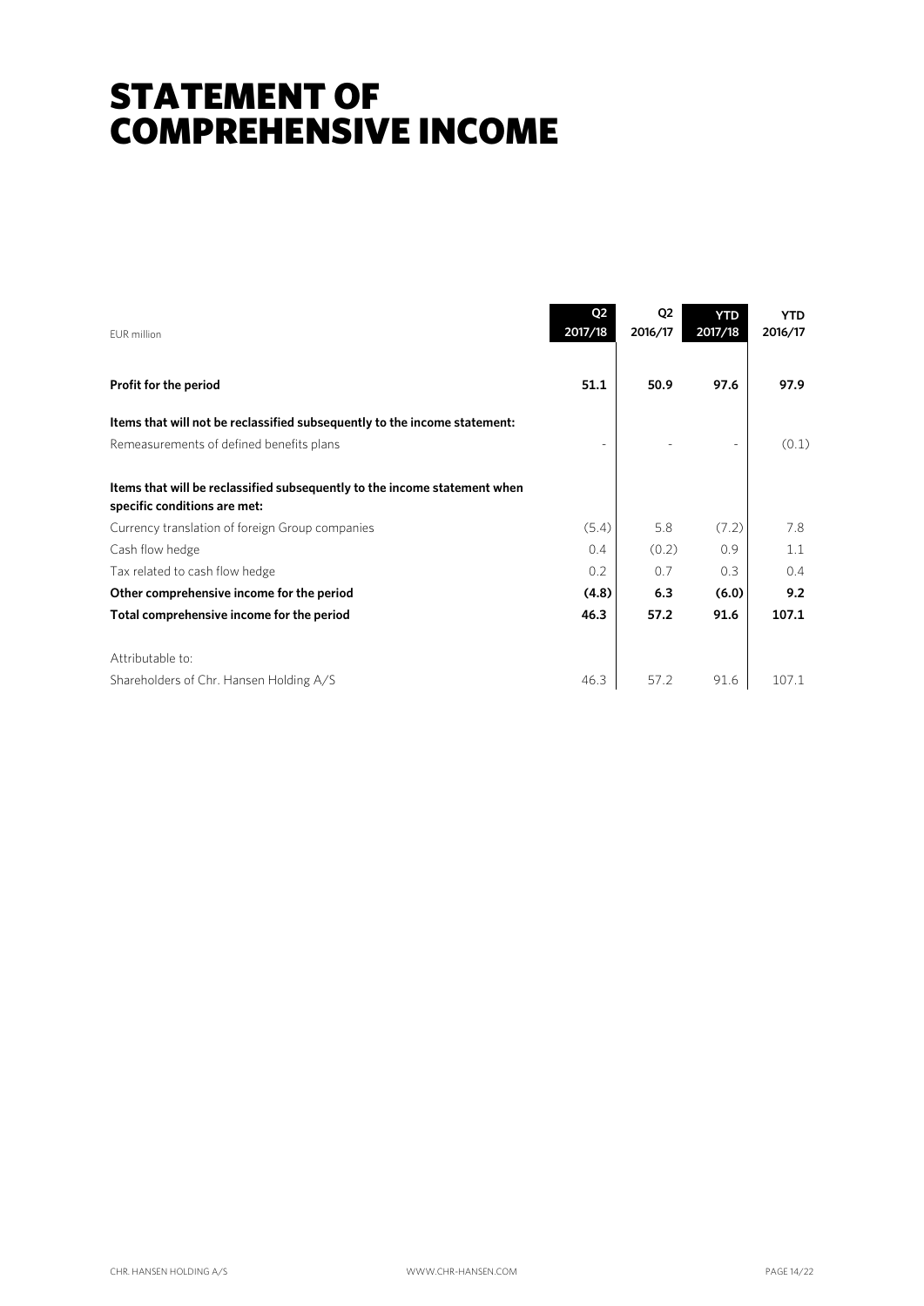# STATEMENT OF COMPREHENSIVE INCOME

| EUR million | Q2 2017/18 | Q2 2016/17 | YTD 2017/18 | YTD 2016/17 |
|---|---|---|---|---|
| **Profit for the period** | **51.1** | **50.9** | **97.6** | **97.9** |
| **Items that will not be reclassified subsequently to the income statement:** | | | | |
| Remeasurements of defined benefits plans | - | - | - | (0.1) |
| **Items that will be reclassified subsequently to the income statement when specific conditions are met:** | | | | |
| Currency translation of foreign Group companies | (5.4) | 5.8 | (7.2) | 7.8 |
| Cash flow hedge | 0.4 | (0.2) | 0.9 | 1.1 |
| Tax related to cash flow hedge | 0.2 | 0.7 | 0.3 | 0.4 |
| **Other comprehensive income for the period** | **(4.8)** | **6.3** | **(6.0)** | **9.2** |
| **Total comprehensive income for the period** | **46.3** | **57.2** | **91.6** | **107.1** |
| Attributable to: | | | | |
| Shareholders of Chr. Hansen Holding A/S | 46.3 | 57.2 | 91.6 | 107.1 |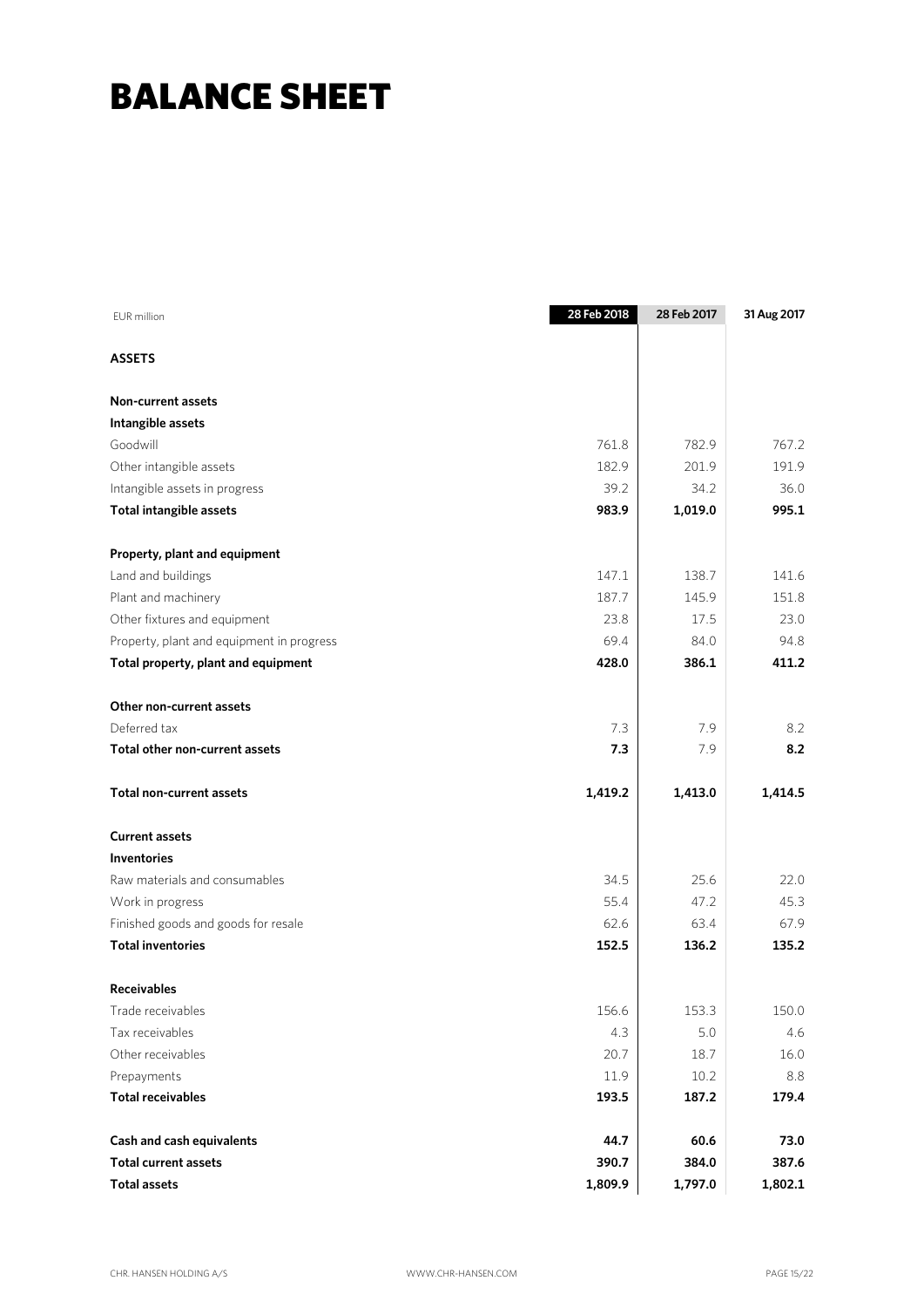# BALANCE SHEET

| EUR million | 28 Feb 2018 | 28 Feb 2017 | 31 Aug 2017 |
|---|---|---|---|
| **ASSETS** | | | |
| **Non-current assets** | | | |
| **Intangible assets** | | | |
| Goodwill | 761.8 | 782.9 | 767.2 |
| Other intangible assets | 182.9 | 201.9 | 191.9 |
| Intangible assets in progress | 39.2 | 34.2 | 36.0 |
| **Total intangible assets** | **983.9** | **1,019.0** | **995.1** |
| **Property, plant and equipment** | | | |
| Land and buildings | 147.1 | 138.7 | 141.6 |
| Plant and machinery | 187.7 | 145.9 | 151.8 |
| Other fixtures and equipment | 23.8 | 17.5 | 23.0 |
| Property, plant and equipment in progress | 69.4 | 84.0 | 94.8 |
| **Total property, plant and equipment** | **428.0** | **386.1** | **411.2** |
| **Other non-current assets** | | | |
| Deferred tax | 7.3 | 7.9 | 8.2 |
| **Total other non-current assets** | **7.3** | 7.9 | **8.2** |
| **Total non-current assets** | **1,419.2** | **1,413.0** | **1,414.5** |
| **Current assets** | | | |
| **Inventories** | | | |
| Raw materials and consumables | 34.5 | 25.6 | 22.0 |
| Work in progress | 55.4 | 47.2 | 45.3 |
| Finished goods and goods for resale | 62.6 | 63.4 | 67.9 |
| **Total inventories** | **152.5** | **136.2** | **135.2** |
| **Receivables** | | | |
| Trade receivables | 156.6 | 153.3 | 150.0 |
| Tax receivables | 4.3 | 5.0 | 4.6 |
| Other receivables | 20.7 | 18.7 | 16.0 |
| Prepayments | 11.9 | 10.2 | 8.8 |
| **Total receivables** | **193.5** | **187.2** | **179.4** |
| **Cash and cash equivalents** | **44.7** | **60.6** | **73.0** |
| **Total current assets** | **390.7** | **384.0** | **387.6** |
| **Total assets** | **1,809.9** | **1,797.0** | **1,802.1** |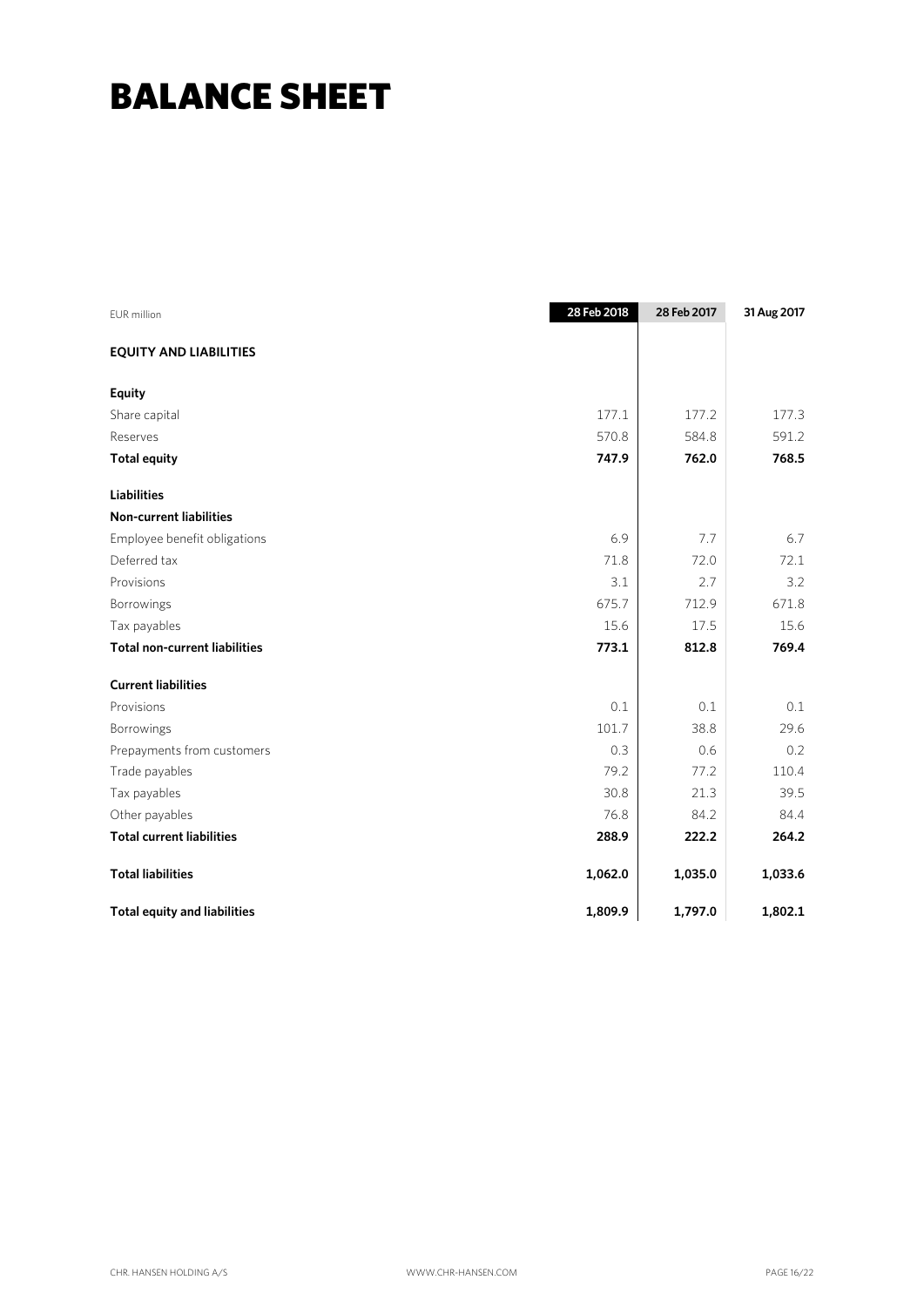# BALANCE SHEET

| EUR million | 28 Feb 2018 | 28 Feb 2017 | 31 Aug 2017 |
|---|---|---|---|
| **EQUITY AND LIABILITIES** | | | |
| **Equity** | | | |
| Share capital | 177.1 | 177.2 | 177.3 |
| Reserves | 570.8 | 584.8 | 591.2 |
| **Total equity** | **747.9** | **762.0** | **768.5** |
| **Liabilities** | | | |
| **Non-current liabilities** | | | |
| Employee benefit obligations | 6.9 | 7.7 | 6.7 |
| Deferred tax | 71.8 | 72.0 | 72.1 |
| Provisions | 3.1 | 2.7 | 3.2 |
| Borrowings | 675.7 | 712.9 | 671.8 |
| Tax payables | 15.6 | 17.5 | 15.6 |
| **Total non-current liabilities** | **773.1** | **812.8** | **769.4** |
| **Current liabilities** | | | |
| Provisions | 0.1 | 0.1 | 0.1 |
| Borrowings | 101.7 | 38.8 | 29.6 |
| Prepayments from customers | 0.3 | 0.6 | 0.2 |
| Trade payables | 79.2 | 77.2 | 110.4 |
| Tax payables | 30.8 | 21.3 | 39.5 |
| Other payables | 76.8 | 84.2 | 84.4 |
| **Total current liabilities** | **288.9** | **222.2** | **264.2** |
| **Total liabilities** | **1,062.0** | **1,035.0** | **1,033.6** |
| **Total equity and liabilities** | **1,809.9** | **1,797.0** | **1,802.1** |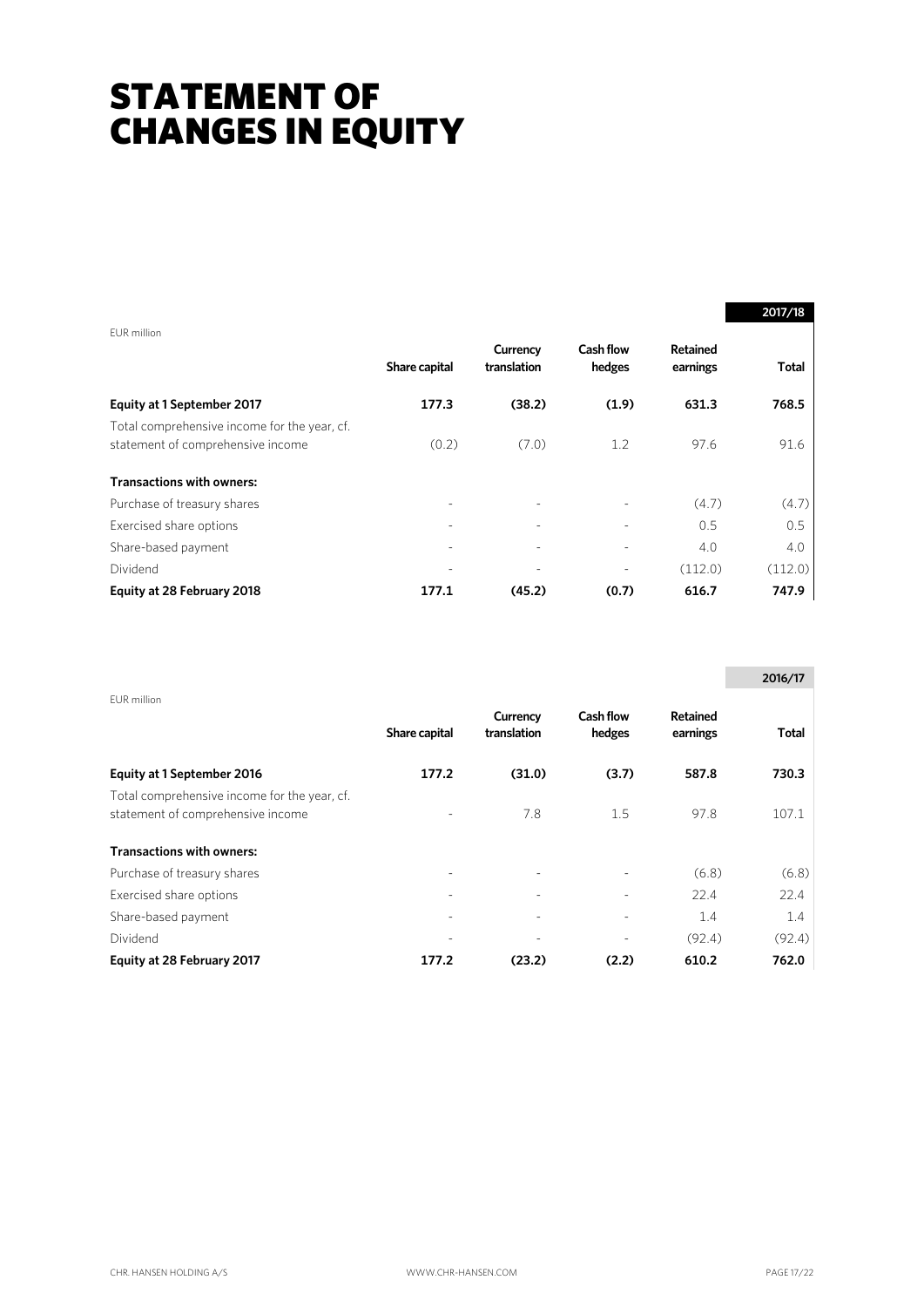# STATEMENT OF CHANGES IN EQUITY

| EUR million | Share capital | Currency translation | Cash flow hedges | Retained earnings | 2017/18 Total |
|---|---|---|---|---|---|
| **Equity at 1 September 2017** | **177.3** | **(38.2)** | **(1.9)** | **631.3** | **768.5** |
| Total comprehensive income for the year, cf. statement of comprehensive income | (0.2) | (7.0) | 1.2 | 97.6 | 91.6 |
| **Transactions with owners:** | | | | | |
| Purchase of treasury shares | - | - | - | (4.7) | (4.7) |
| Exercised share options | - | - | - | 0.5 | 0.5 |
| Share-based payment | - | - | - | 4.0 | 4.0 |
| Dividend | - | - | - | (112.0) | (112.0) |
| **Equity at 28 February 2018** | **177.1** | **(45.2)** | **(0.7)** | **616.7** | **747.9** |

| EUR million | Share capital | Currency translation | Cash flow hedges | Retained earnings | 2016/17 Total |
|---|---|---|---|---|---|
| **Equity at 1 September 2016** | **177.2** | **(31.0)** | **(3.7)** | **587.8** | **730.3** |
| Total comprehensive income for the year, cf. statement of comprehensive income | - | 7.8 | 1.5 | 97.8 | 107.1 |
| **Transactions with owners:** | | | | | |
| Purchase of treasury shares | - | - | - | (6.8) | (6.8) |
| Exercised share options | - | - | - | 22.4 | 22.4 |
| Share-based payment | - | - | - | 1.4 | 1.4 |
| Dividend | - | - | - | (92.4) | (92.4) |
| **Equity at 28 February 2017** | **177.2** | **(23.2)** | **(2.2)** | **610.2** | **762.0** |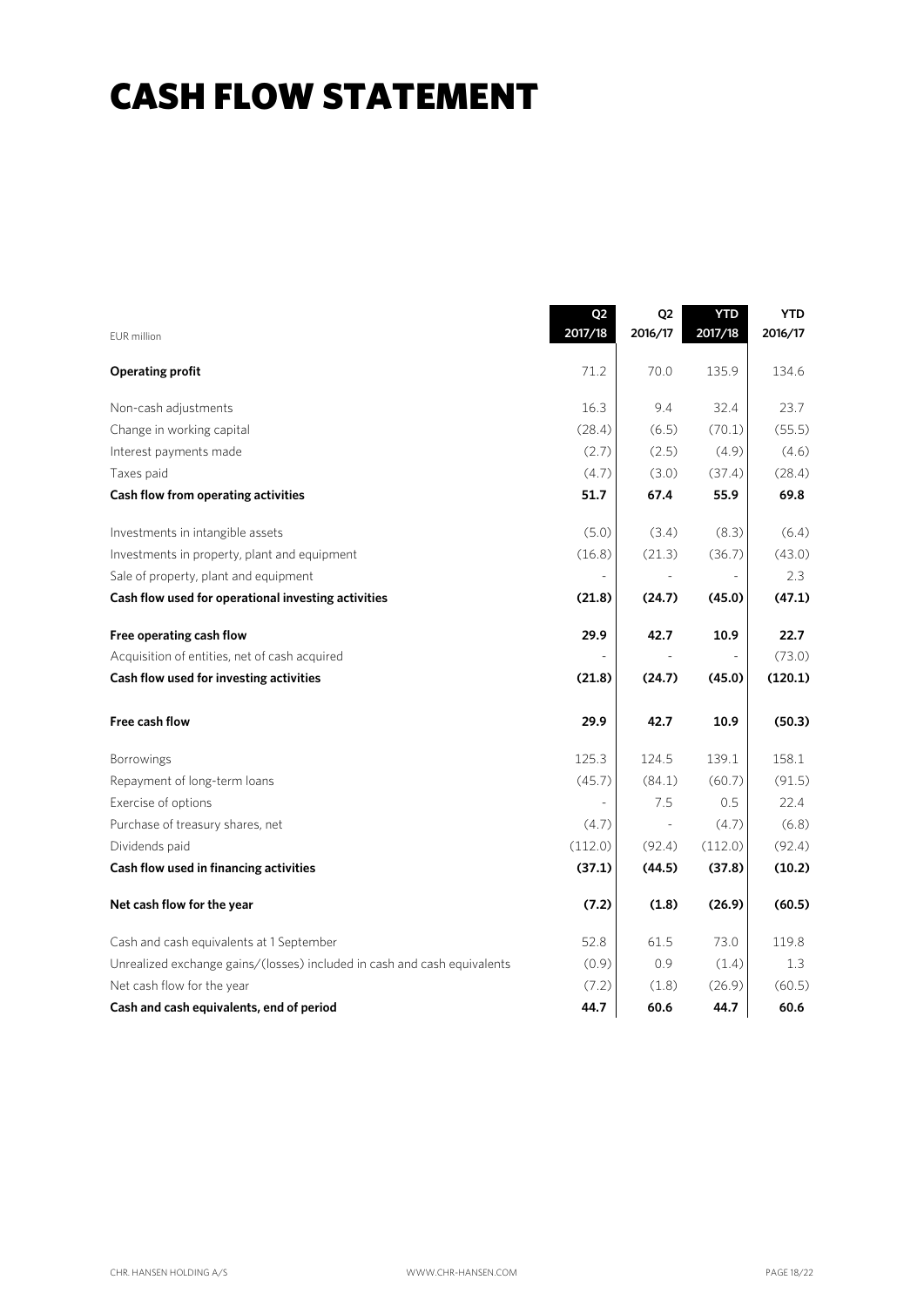# CASH FLOW STATEMENT

| EUR million | Q2 2017/18 | Q2 2016/17 | YTD 2017/18 | YTD 2016/17 |
|---|---|---|---|---|
| **Operating profit** | 71.2 | 70.0 | 135.9 | 134.6 |
| Non-cash adjustments | 16.3 | 9.4 | 32.4 | 23.7 |
| Change in working capital | (28.4) | (6.5) | (70.1) | (55.5) |
| Interest payments made | (2.7) | (2.5) | (4.9) | (4.6) |
| Taxes paid | (4.7) | (3.0) | (37.4) | (28.4) |
| **Cash flow from operating activities** | **51.7** | **67.4** | **55.9** | **69.8** |
| Investments in intangible assets | (5.0) | (3.4) | (8.3) | (6.4) |
| Investments in property, plant and equipment | (16.8) | (21.3) | (36.7) | (43.0) |
| Sale of property, plant and equipment | - | - | - | 2.3 |
| **Cash flow used for operational investing activities** | **(21.8)** | **(24.7)** | **(45.0)** | **(47.1)** |
| **Free operating cash flow** | **29.9** | **42.7** | **10.9** | **22.7** |
| Acquisition of entities, net of cash acquired | - | - | - | (73.0) |
| **Cash flow used for investing activities** | **(21.8)** | **(24.7)** | **(45.0)** | **(120.1)** |
| **Free cash flow** | **29.9** | **42.7** | **10.9** | **(50.3)** |
| Borrowings | 125.3 | 124.5 | 139.1 | 158.1 |
| Repayment of long-term loans | (45.7) | (84.1) | (60.7) | (91.5) |
| Exercise of options | - | 7.5 | 0.5 | 22.4 |
| Purchase of treasury shares, net | (4.7) | - | (4.7) | (6.8) |
| Dividends paid | (112.0) | (92.4) | (112.0) | (92.4) |
| **Cash flow used in financing activities** | **(37.1)** | **(44.5)** | **(37.8)** | **(10.2)** |
| **Net cash flow for the year** | **(7.2)** | **(1.8)** | **(26.9)** | **(60.5)** |
| Cash and cash equivalents at 1 September | 52.8 | 61.5 | 73.0 | 119.8 |
| Unrealized exchange gains/(losses) included in cash and cash equivalents | (0.9) | 0.9 | (1.4) | 1.3 |
| Net cash flow for the year | (7.2) | (1.8) | (26.9) | (60.5) |
| **Cash and cash equivalents, end of period** | **44.7** | **60.6** | **44.7** | **60.6** |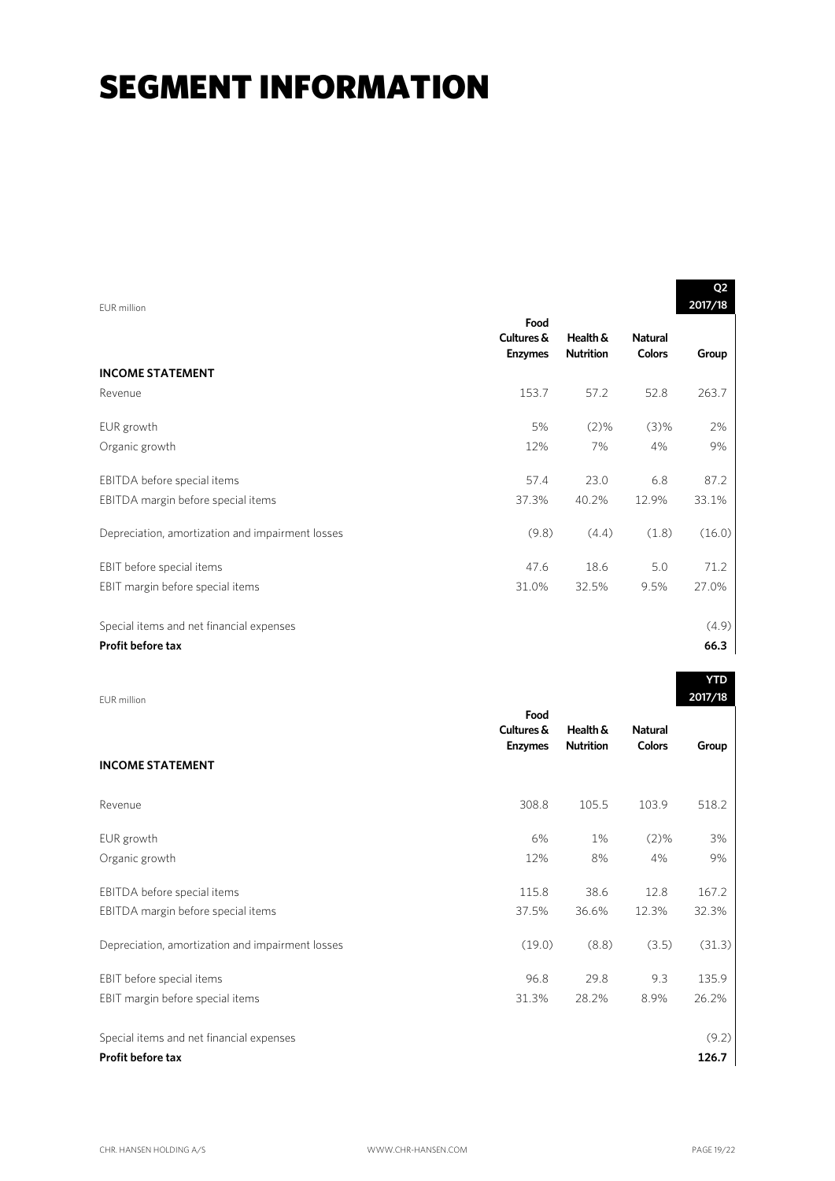# SEGMENT INFORMATION

EUR million

| | Food Cultures & Enzymes | Health & Nutrition | Natural Colors | Q2 2017/18 Group |
|---|---|---|---|---|
| **INCOME STATEMENT** | | | | |
| Revenue | 153.7 | 57.2 | 52.8 | 263.7 |
| EUR growth | 5% | (2)% | (3)% | 2% |
| Organic growth | 12% | 7% | 4% | 9% |
| EBITDA before special items | 57.4 | 23.0 | 6.8 | 87.2 |
| EBITDA margin before special items | 37.3% | 40.2% | 12.9% | 33.1% |
| Depreciation, amortization and impairment losses | (9.8) | (4.4) | (1.8) | (16.0) |
| EBIT before special items | 47.6 | 18.6 | 5.0 | 71.2 |
| EBIT margin before special items | 31.0% | 32.5% | 9.5% | 27.0% |
| Special items and net financial expenses | | | | (4.9) |
| **Profit before tax** | | | | **66.3** |

EUR million

| | Food Cultures & Enzymes | Health & Nutrition | Natural Colors | YTD 2017/18 Group |
|---|---|---|---|---|
| **INCOME STATEMENT** | | | | |
| Revenue | 308.8 | 105.5 | 103.9 | 518.2 |
| EUR growth | 6% | 1% | (2)% | 3% |
| Organic growth | 12% | 8% | 4% | 9% |
| EBITDA before special items | 115.8 | 38.6 | 12.8 | 167.2 |
| EBITDA margin before special items | 37.5% | 36.6% | 12.3% | 32.3% |
| Depreciation, amortization and impairment losses | (19.0) | (8.8) | (3.5) | (31.3) |
| EBIT before special items | 96.8 | 29.8 | 9.3 | 135.9 |
| EBIT margin before special items | 31.3% | 28.2% | 8.9% | 26.2% |
| Special items and net financial expenses | | | | (9.2) |
| **Profit before tax** | | | | **126.7** |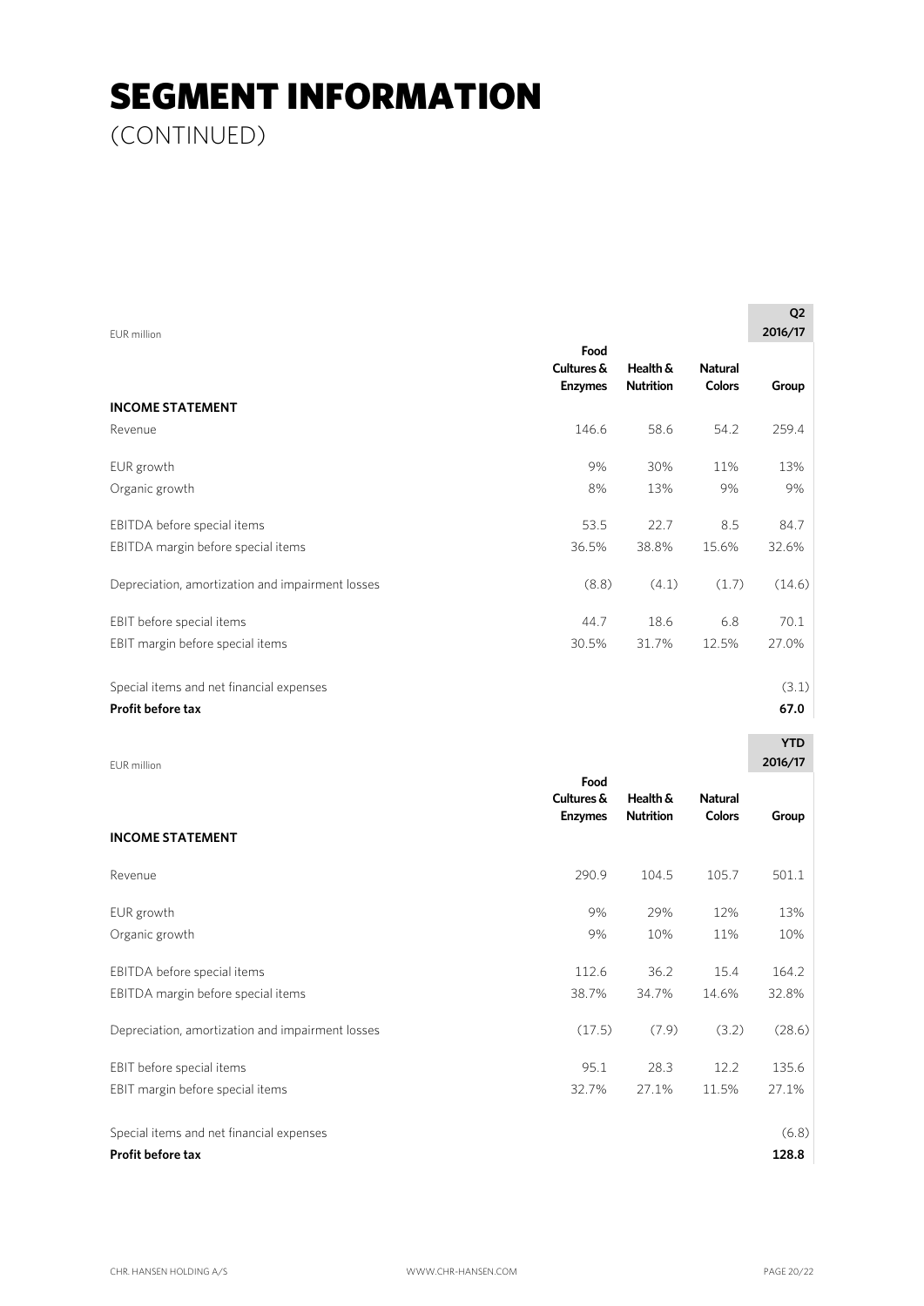# SEGMENT INFORMATION
(CONTINUED)

| EUR million | Food Cultures & Enzymes | Health & Nutrition | Natural Colors | Q2 2016/17 Group |
|---|---|---|---|---|
| **INCOME STATEMENT** | | | | |
| Revenue | 146.6 | 58.6 | 54.2 | 259.4 |
| EUR growth | 9% | 30% | 11% | 13% |
| Organic growth | 8% | 13% | 9% | 9% |
| EBITDA before special items | 53.5 | 22.7 | 8.5 | 84.7 |
| EBITDA margin before special items | 36.5% | 38.8% | 15.6% | 32.6% |
| Depreciation, amortization and impairment losses | (8.8) | (4.1) | (1.7) | (14.6) |
| EBIT before special items | 44.7 | 18.6 | 6.8 | 70.1 |
| EBIT margin before special items | 30.5% | 31.7% | 12.5% | 27.0% |
| Special items and net financial expenses | | | | (3.1) |
| **Profit before tax** | | | | **67.0** |

| EUR million | Food Cultures & Enzymes | Health & Nutrition | Natural Colors | YTD 2016/17 Group |
|---|---|---|---|---|
| **INCOME STATEMENT** | | | | |
| Revenue | 290.9 | 104.5 | 105.7 | 501.1 |
| EUR growth | 9% | 29% | 12% | 13% |
| Organic growth | 9% | 10% | 11% | 10% |
| EBITDA before special items | 112.6 | 36.2 | 15.4 | 164.2 |
| EBITDA margin before special items | 38.7% | 34.7% | 14.6% | 32.8% |
| Depreciation, amortization and impairment losses | (17.5) | (7.9) | (3.2) | (28.6) |
| EBIT before special items | 95.1 | 28.3 | 12.2 | 135.6 |
| EBIT margin before special items | 32.7% | 27.1% | 11.5% | 27.1% |
| Special items and net financial expenses | | | | (6.8) |
| **Profit before tax** | | | | **128.8** |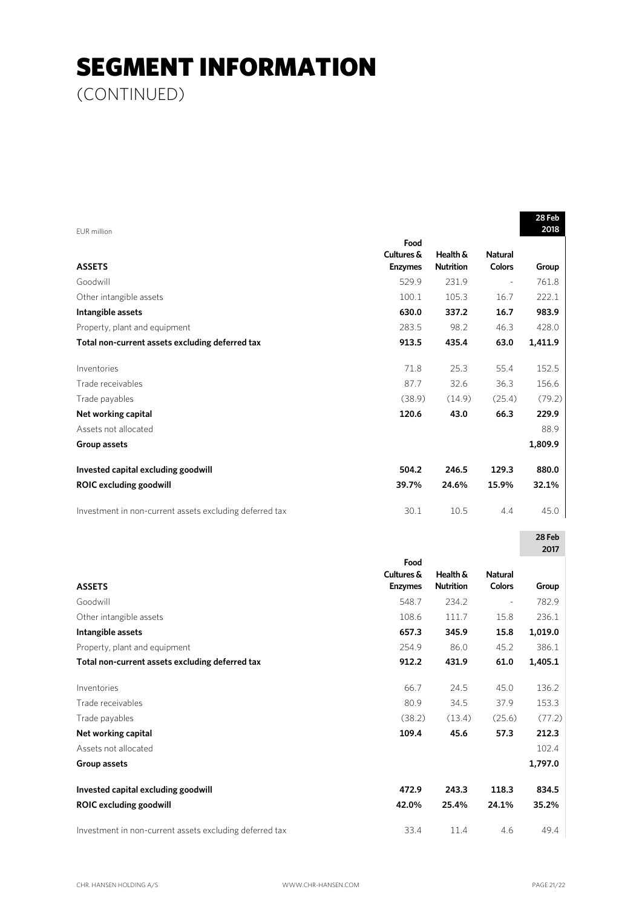# SEGMENT INFORMATION

(CONTINUED)

EUR million

| ASSETS | Food Cultures & Enzymes | Health & Nutrition | Natural Colors | 28 Feb 2018 Group |
|---|---|---|---|---|
| Goodwill | 529.9 | 231.9 | - | 761.8 |
| Other intangible assets | 100.1 | 105.3 | 16.7 | 222.1 |
| **Intangible assets** | **630.0** | **337.2** | **16.7** | **983.9** |
| Property, plant and equipment | 283.5 | 98.2 | 46.3 | 428.0 |
| **Total non-current assets excluding deferred tax** | **913.5** | **435.4** | **63.0** | **1,411.9** |
| Inventories | 71.8 | 25.3 | 55.4 | 152.5 |
| Trade receivables | 87.7 | 32.6 | 36.3 | 156.6 |
| Trade payables | (38.9) | (14.9) | (25.4) | (79.2) |
| **Net working capital** | **120.6** | **43.0** | **66.3** | **229.9** |
| Assets not allocated | | | | 88.9 |
| **Group assets** | | | | **1,809.9** |
| **Invested capital excluding goodwill** | **504.2** | **246.5** | **129.3** | **880.0** |
| **ROIC excluding goodwill** | **39.7%** | **24.6%** | **15.9%** | **32.1%** |
| Investment in non-current assets excluding deferred tax | 30.1 | 10.5 | 4.4 | 45.0 |

| ASSETS | Food Cultures & Enzymes | Health & Nutrition | Natural Colors | 28 Feb 2017 Group |
|---|---|---|---|---|
| Goodwill | 548.7 | 234.2 | - | 782.9 |
| Other intangible assets | 108.6 | 111.7 | 15.8 | 236.1 |
| **Intangible assets** | **657.3** | **345.9** | **15.8** | **1,019.0** |
| Property, plant and equipment | 254.9 | 86.0 | 45.2 | 386.1 |
| **Total non-current assets excluding deferred tax** | **912.2** | **431.9** | **61.0** | **1,405.1** |
| Inventories | 66.7 | 24.5 | 45.0 | 136.2 |
| Trade receivables | 80.9 | 34.5 | 37.9 | 153.3 |
| Trade payables | (38.2) | (13.4) | (25.6) | (77.2) |
| **Net working capital** | **109.4** | **45.6** | **57.3** | **212.3** |
| Assets not allocated | | | | 102.4 |
| **Group assets** | | | | **1,797.0** |
| **Invested capital excluding goodwill** | **472.9** | **243.3** | **118.3** | **834.5** |
| **ROIC excluding goodwill** | **42.0%** | **25.4%** | **24.1%** | **35.2%** |
| Investment in non-current assets excluding deferred tax | 33.4 | 11.4 | 4.6 | 49.4 |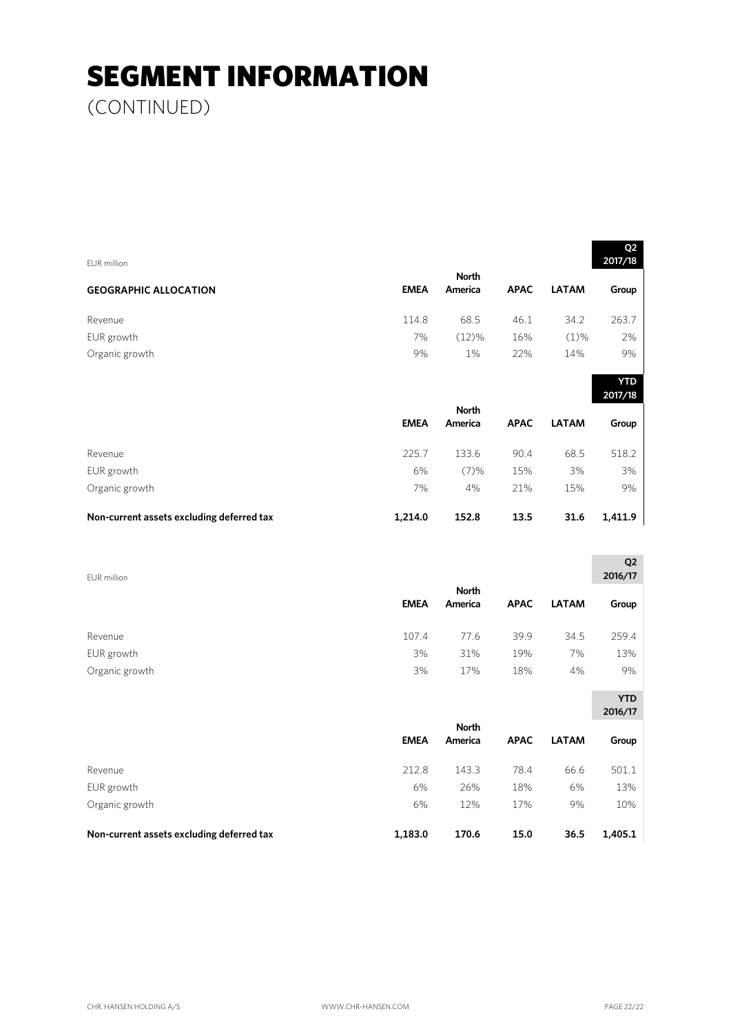# SEGMENT INFORMATION
(CONTINUED)

EUR million

| GEOGRAPHIC ALLOCATION | EMEA | North America | APAC | LATAM | Q2 2017/18 Group |
|---|---|---|---|---|---|
| Revenue | 114.8 | 68.5 | 46.1 | 34.2 | 263.7 |
| EUR growth | 7% | (12)% | 16% | (1)% | 2% |
| Organic growth | 9% | 1% | 22% | 14% | 9% |

| | EMEA | North America | APAC | LATAM | YTD 2017/18 Group |
|---|---|---|---|---|---|
| Revenue | 225.7 | 133.6 | 90.4 | 68.5 | 518.2 |
| EUR growth | 6% | (7)% | 15% | 3% | 3% |
| Organic growth | 7% | 4% | 21% | 15% | 9% |
| **Non-current assets excluding deferred tax** | **1,214.0** | **152.8** | **13.5** | **31.6** | **1,411.9** |

EUR million

| | EMEA | North America | APAC | LATAM | Q2 2016/17 Group |
|---|---|---|---|---|---|
| Revenue | 107.4 | 77.6 | 39.9 | 34.5 | 259.4 |
| EUR growth | 3% | 31% | 19% | 7% | 13% |
| Organic growth | 3% | 17% | 18% | 4% | 9% |

| | EMEA | North America | APAC | LATAM | YTD 2016/17 Group |
|---|---|---|---|---|---|
| Revenue | 212.8 | 143.3 | 78.4 | 66.6 | 501.1 |
| EUR growth | 6% | 26% | 18% | 6% | 13% |
| Organic growth | 6% | 12% | 17% | 9% | 10% |
| **Non-current assets excluding deferred tax** | **1,183.0** | **170.6** | **15.0** | **36.5** | **1,405.1** |